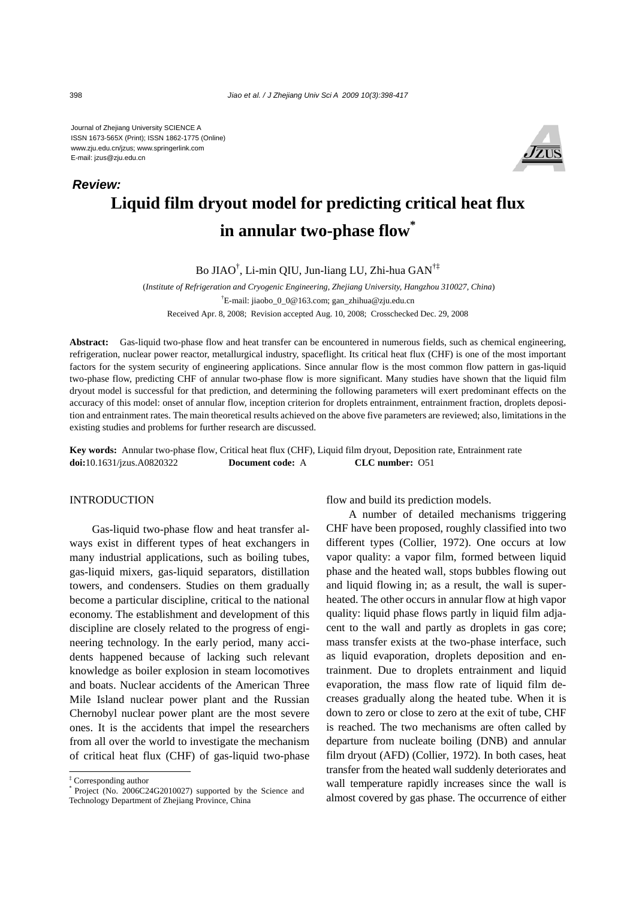Journal of Zhejiang University SCIENCE A
ISSN 1673-565X (Print); ISSN 1862-1775 (Online)
www.zju.edu.cn/jzus; www.springerlink.com
E-mail: jzus@zju.edu.cn

***Review:***

# Liquid film dryout model for predicting critical heat flux in annular two-phase flow*

Bo JIAO[†], Li-min QIU, Jun-liang LU, Zhi-hua GAN[†‡]

(*Institute of Refrigeration and Cryogenic Engineering, Zhejiang University, Hangzhou 310027, China*)

[†]E-mail: jiaobo_0_0@163.com; gan_zhihua@zju.edu.cn

Received Apr. 8, 2008; Revision accepted Aug. 10, 2008; Crosschecked Dec. 29, 2008

**Abstract:** Gas-liquid two-phase flow and heat transfer can be encountered in numerous fields, such as chemical engineering, refrigeration, nuclear power reactor, metallurgical industry, spaceflight. Its critical heat flux (CHF) is one of the most important factors for the system security of engineering applications. Since annular flow is the most common flow pattern in gas-liquid two-phase flow, predicting CHF of annular two-phase flow is more significant. Many studies have shown that the liquid film dryout model is successful for that prediction, and determining the following parameters will exert predominant effects on the accuracy of this model: onset of annular flow, inception criterion for droplets entrainment, entrainment fraction, droplets deposition and entrainment rates. The main theoretical results achieved on the above five parameters are reviewed; also, limitations in the existing studies and problems for further research are discussed.

**Key words:** Annular two-phase flow, Critical heat flux (CHF), Liquid film dryout, Deposition rate, Entrainment rate
**doi:**10.1631/jzus.A0820322 **Document code:** A **CLC number:** O51

## INTRODUCTION

Gas-liquid two-phase flow and heat transfer always exist in different types of heat exchangers in many industrial applications, such as boiling tubes, gas-liquid mixers, gas-liquid separators, distillation towers, and condensers. Studies on them gradually become a particular discipline, critical to the national economy. The establishment and development of this discipline are closely related to the progress of engineering technology. In the early period, many accidents happened because of lacking such relevant knowledge as boiler explosion in steam locomotives and boats. Nuclear accidents of the American Three Mile Island nuclear power plant and the Russian Chernobyl nuclear power plant are the most severe ones. It is the accidents that impel the researchers from all over the world to investigate the mechanism of critical heat flux (CHF) of gas-liquid two-phase flow and build its prediction models.

A number of detailed mechanisms triggering CHF have been proposed, roughly classified into two different types (Collier, 1972). One occurs at low vapor quality: a vapor film, formed between liquid phase and the heated wall, stops bubbles flowing out and liquid flowing in; as a result, the wall is superheated. The other occurs in annular flow at high vapor quality: liquid phase flows partly in liquid film adjacent to the wall and partly as droplets in gas core; mass transfer exists at the two-phase interface, such as liquid evaporation, droplets deposition and entrainment. Due to droplets entrainment and liquid evaporation, the mass flow rate of liquid film decreases gradually along the heated tube. When it is down to zero or close to zero at the exit of tube, CHF is reached. The two mechanisms are often called by departure from nucleate boiling (DNB) and annular film dryout (AFD) (Collier, 1972). In both cases, heat transfer from the heated wall suddenly deteriorates and wall temperature rapidly increases since the wall is almost covered by gas phase. The occurrence of either

---

‡ Corresponding author
\* Project (No. 2006C24G2010027) supported by the Science and Technology Department of Zhejiang Province, China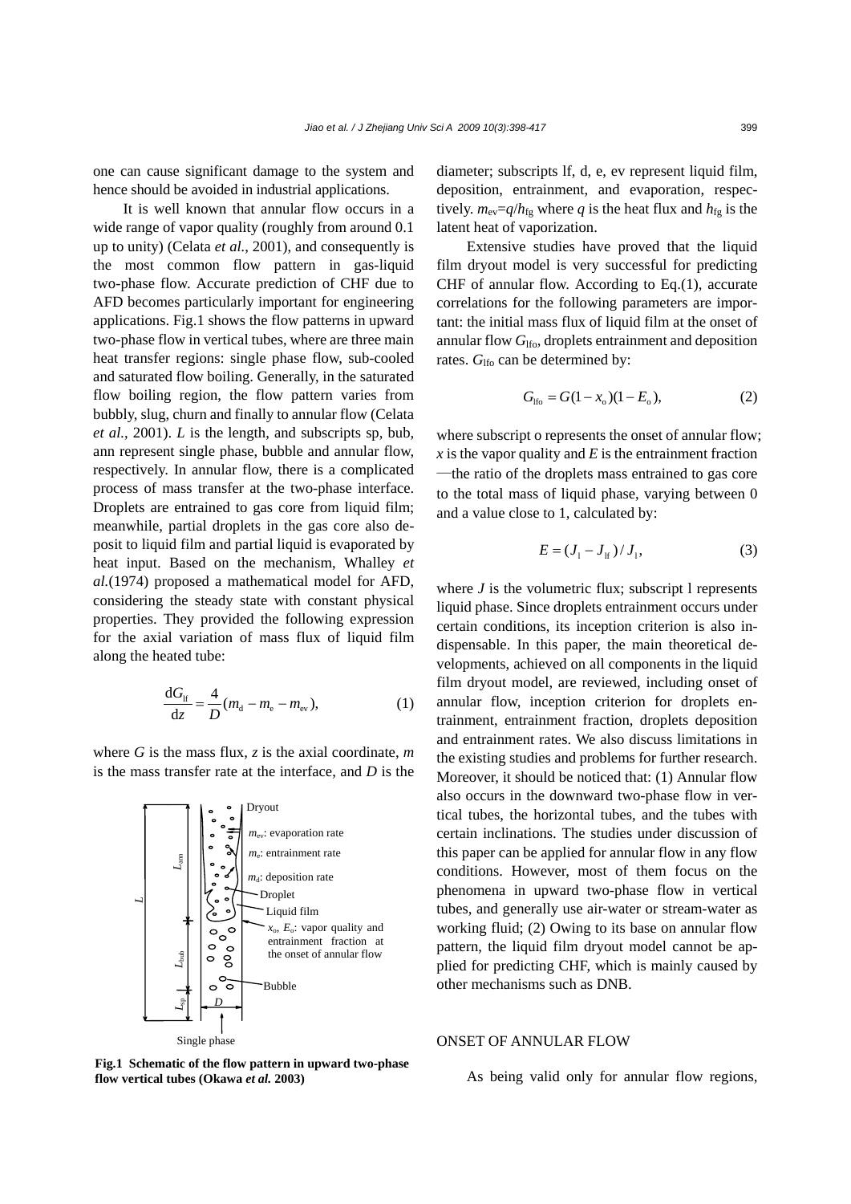one can cause significant damage to the system and hence should be avoided in industrial applications.

It is well known that annular flow occurs in a wide range of vapor quality (roughly from around 0.1 up to unity) (Celata *et al.*, 2001), and consequently is the most common flow pattern in gas-liquid two-phase flow. Accurate prediction of CHF due to AFD becomes particularly important for engineering applications. Fig.1 shows the flow patterns in upward two-phase flow in vertical tubes, where are three main heat transfer regions: single phase flow, sub-cooled and saturated flow boiling. Generally, in the saturated flow boiling region, the flow pattern varies from bubbly, slug, churn and finally to annular flow (Celata *et al.*, 2001). $L$ is the length, and subscripts sp, bub, ann represent single phase, bubble and annular flow, respectively. In annular flow, there is a complicated process of mass transfer at the two-phase interface. Droplets are entrained to gas core from liquid film; meanwhile, partial droplets in the gas core also deposit to liquid film and partial liquid is evaporated by heat input. Based on the mechanism, Whalley *et al.*(1974) proposed a mathematical model for AFD, considering the steady state with constant physical properties. They provided the following expression for the axial variation of mass flux of liquid film along the heated tube:

$$\frac{dG_{lf}}{dz} = \frac{4}{D}(m_d - m_e - m_{ev}), \tag{1}$$

where $G$ is the mass flux, $z$ is the axial coordinate, $m$ is the mass transfer rate at the interface, and $D$ is the diameter; subscripts lf, d, e, ev represent liquid film, deposition, entrainment, and evaporation, respectively. $m_{ev}=q/h_{fg}$ where $q$ is the heat flux and $h_{fg}$ is the latent heat of vaporization.

**Fig.1 Schematic of the flow pattern in upward two-phase flow vertical tubes (Okawa *et al.* 2003)**

Extensive studies have proved that the liquid film dryout model is very successful for predicting CHF of annular flow. According to Eq.(1), accurate correlations for the following parameters are important: the initial mass flux of liquid film at the onset of annular flow $G_{lfo}$, droplets entrainment and deposition rates. $G_{lfo}$ can be determined by:

$$G_{lfo} = G(1 - x_o)(1 - E_o), \tag{2}$$

where subscript o represents the onset of annular flow; $x$ is the vapor quality and $E$ is the entrainment fraction —the ratio of the droplets mass entrained to gas core to the total mass of liquid phase, varying between 0 and a value close to 1, calculated by:

$$E = (J_l - J_{lf}) / J_l, \tag{3}$$

where $J$ is the volumetric flux; subscript l represents liquid phase. Since droplets entrainment occurs under certain conditions, its inception criterion is also indispensable. In this paper, the main theoretical developments, achieved on all components in the liquid film dryout model, are reviewed, including onset of annular flow, inception criterion for droplets entrainment, entrainment fraction, droplets deposition and entrainment rates. We also discuss limitations in the existing studies and problems for further research. Moreover, it should be noticed that: (1) Annular flow also occurs in the downward two-phase flow in vertical tubes, the horizontal tubes, and the tubes with certain inclinations. The studies under discussion of this paper can be applied for annular flow in any flow conditions. However, most of them focus on the phenomena in upward two-phase flow in vertical tubes, and generally use air-water or stream-water as working fluid; (2) Owing to its base on annular flow pattern, the liquid film dryout model cannot be applied for predicting CHF, which is mainly caused by other mechanisms such as DNB.

## ONSET OF ANNULAR FLOW

As being valid only for annular flow regions,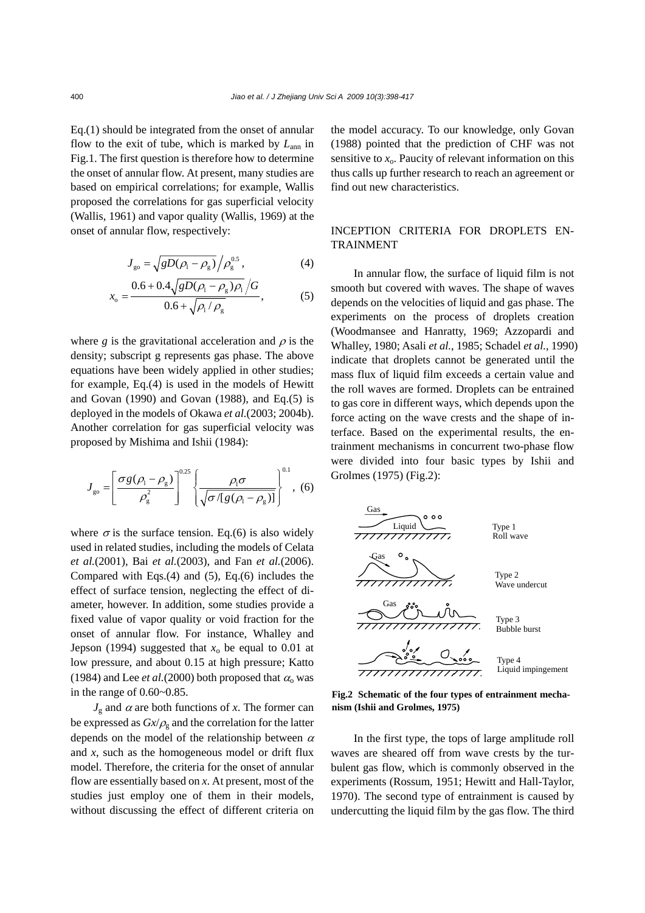Eq.(1) should be integrated from the onset of annular flow to the exit of tube, which is marked by $L_{ann}$ in Fig.1. The first question is therefore how to determine the onset of annular flow. At present, many studies are based on empirical correlations; for example, Wallis proposed the correlations for gas superficial velocity (Wallis, 1961) and vapor quality (Wallis, 1969) at the onset of annular flow, respectively:

$$J_{go} = \sqrt{gD(\rho_l - \rho_g)} \Big/ \rho_g^{0.5}, \tag{4}$$

$$x_o = \frac{0.6 + 0.4\sqrt{gD(\rho_l - \rho_g)\rho_l} \Big/ G}{0.6 + \sqrt{\rho_l / \rho_g}}, \tag{5}$$

where $g$ is the gravitational acceleration and $\rho$ is the density; subscript g represents gas phase. The above equations have been widely applied in other studies; for example, Eq.(4) is used in the models of Hewitt and Govan (1990) and Govan (1988), and Eq.(5) is deployed in the models of Okawa *et al.*(2003; 2004b). Another correlation for gas superficial velocity was proposed by Mishima and Ishii (1984):

$$J_{go} = \left[\frac{\sigma g(\rho_l - \rho_g)}{\rho_g^2}\right]^{0.25} \left\{\frac{\rho_l \sigma}{\sqrt{\sigma/[g(\rho_l - \rho_g)]}}\right\}^{0.1}, \tag{6}$$

where $\sigma$ is the surface tension. Eq.(6) is also widely used in related studies, including the models of Celata *et al.*(2001), Bai *et al.*(2003), and Fan *et al.*(2006). Compared with Eqs.(4) and (5), Eq.(6) includes the effect of surface tension, neglecting the effect of diameter, however. In addition, some studies provide a fixed value of vapor quality or void fraction for the onset of annular flow. For instance, Whalley and Jepson (1994) suggested that $x_o$ be equal to 0.01 at low pressure, and about 0.15 at high pressure; Katto (1984) and Lee *et al.*(2000) both proposed that $\alpha_o$ was in the range of 0.60~0.85.

$J_g$ and $\alpha$ are both functions of $x$. The former can be expressed as $Gx/\rho_g$ and the correlation for the latter depends on the model of the relationship between $\alpha$ and $x$, such as the homogeneous model or drift flux model. Therefore, the criteria for the onset of annular flow are essentially based on $x$. At present, most of the studies just employ one of them in their models, without discussing the effect of different criteria on the model accuracy. To our knowledge, only Govan (1988) pointed that the prediction of CHF was not sensitive to $x_o$. Paucity of relevant information on this thus calls up further research to reach an agreement or find out new characteristics.

## INCEPTION CRITERIA FOR DROPLETS ENTRAINMENT

In annular flow, the surface of liquid film is not smooth but covered with waves. The shape of waves depends on the velocities of liquid and gas phase. The experiments on the process of droplets creation (Woodmansee and Hanratty, 1969; Azzopardi and Whalley, 1980; Asali *et al.*, 1985; Schadel *et al.*, 1990) indicate that droplets cannot be generated until the mass flux of liquid film exceeds a certain value and the roll waves are formed. Droplets can be entrained to gas core in different ways, which depends upon the force acting on the wave crests and the shape of interface. Based on the experimental results, the entrainment mechanisms in concurrent two-phase flow were divided into four basic types by Ishii and Grolmes (1975) (Fig.2):

Gas, Liquid — Type 1 Roll wave
Gas — Type 2 Wave undercut
Gas — Type 3 Bubble burst
Type 4 Liquid impingement

**Fig.2 Schematic of the four types of entrainment mechanism (Ishii and Grolmes, 1975)**

In the first type, the tops of large amplitude roll waves are sheared off from wave crests by the turbulent gas flow, which is commonly observed in the experiments (Rossum, 1951; Hewitt and Hall-Taylor, 1970). The second type of entrainment is caused by undercutting the liquid film by the gas flow. The third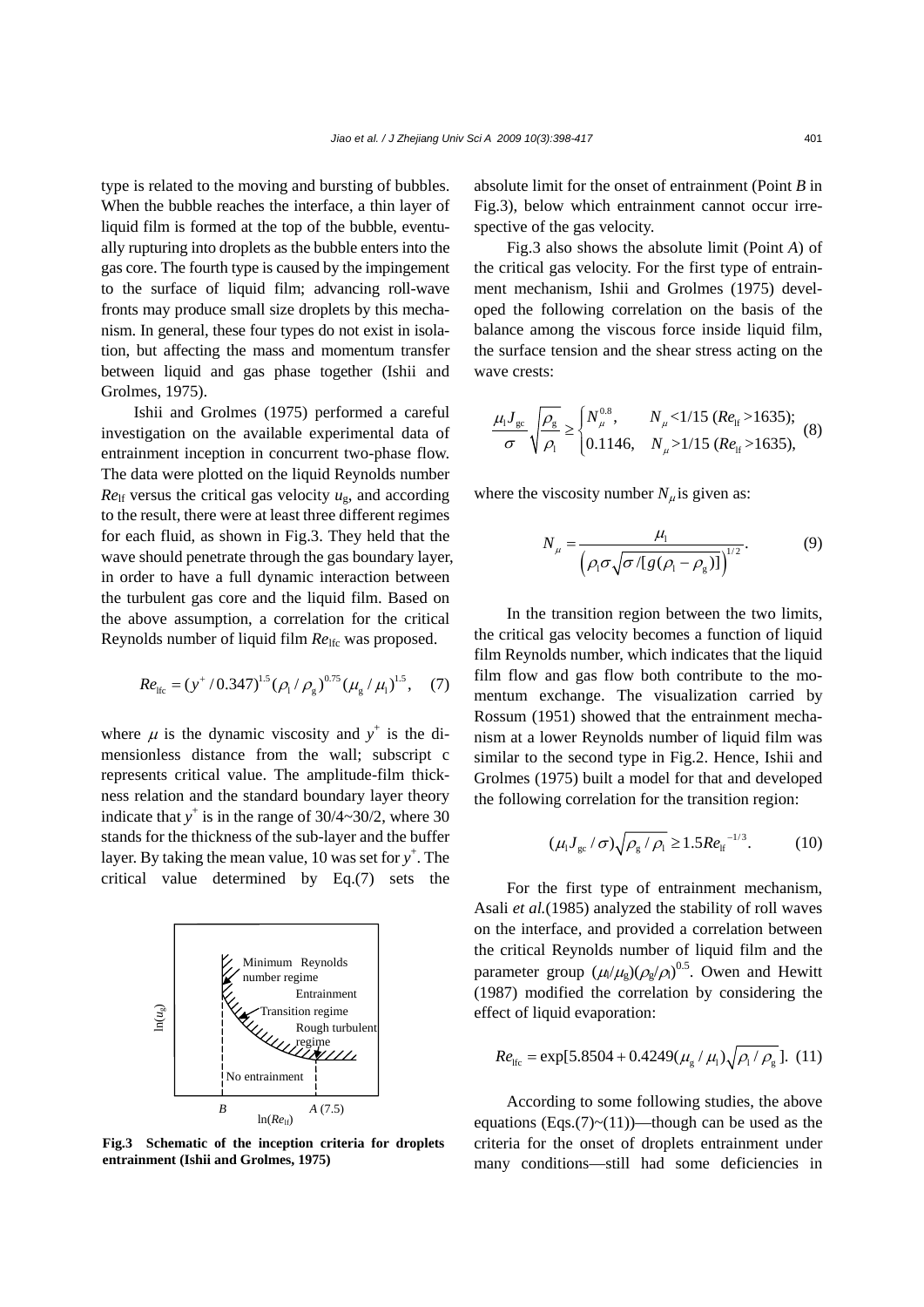type is related to the moving and bursting of bubbles. When the bubble reaches the interface, a thin layer of liquid film is formed at the top of the bubble, eventually rupturing into droplets as the bubble enters into the gas core. The fourth type is caused by the impingement to the surface of liquid film; advancing roll-wave fronts may produce small size droplets by this mechanism. In general, these four types do not exist in isolation, but affecting the mass and momentum transfer between liquid and gas phase together (Ishii and Grolmes, 1975).

Ishii and Grolmes (1975) performed a careful investigation on the available experimental data of entrainment inception in concurrent two-phase flow. The data were plotted on the liquid Reynolds number $Re_{\mathrm{lf}}$ versus the critical gas velocity $u_{\mathrm{g}}$, and according to the result, there were at least three different regimes for each fluid, as shown in Fig.3. They held that the wave should penetrate through the gas boundary layer, in order to have a full dynamic interaction between the turbulent gas core and the liquid film. Based on the above assumption, a correlation for the critical Reynolds number of liquid film $Re_{\mathrm{lfc}}$ was proposed.

$$Re_{\mathrm{lfc}} = (y^{+}/0.347)^{1.5}(\rho_{\mathrm{l}}/\rho_{\mathrm{g}})^{0.75}(\mu_{\mathrm{g}}/\mu_{\mathrm{l}})^{1.5}, \quad (7)$$

where $\mu$ is the dynamic viscosity and $y^{+}$ is the dimensionless distance from the wall; subscript c represents critical value. The amplitude-film thickness relation and the standard boundary layer theory indicate that $y^{+}$ is in the range of 30/4~30/2, where 30 stands for the thickness of the sub-layer and the buffer layer. By taking the mean value, 10 was set for $y^{+}$. The critical value determined by Eq.(7) sets the absolute limit for the onset of entrainment (Point $B$ in Fig.3), below which entrainment cannot occur irrespective of the gas velocity.

**Fig.3 Schematic of the inception criteria for droplets entrainment (Ishii and Grolmes, 1975)**

Fig.3 also shows the absolute limit (Point $A$) of the critical gas velocity. For the first type of entrainment mechanism, Ishii and Grolmes (1975) developed the following correlation on the basis of the balance among the viscous force inside liquid film, the surface tension and the shear stress acting on the wave crests:

$$\frac{\mu_{\mathrm{l}} J_{\mathrm{gc}}}{\sigma}\sqrt{\frac{\rho_{\mathrm{g}}}{\rho_{\mathrm{l}}}} \geq \begin{cases} N_{\mu}^{0.8}, & N_{\mu} < 1/15 \ (Re_{\mathrm{lf}} > 1635); \\ 0.1146, & N_{\mu} > 1/15 \ (Re_{\mathrm{lf}} > 1635), \end{cases} \quad (8)$$

where the viscosity number $N_{\mu}$ is given as:

$$N_{\mu} = \frac{\mu_{\mathrm{l}}}{\left(\rho_{\mathrm{l}}\sigma\sqrt{\sigma/[g(\rho_{\mathrm{l}}-\rho_{\mathrm{g}})]}\right)^{1/2}}. \quad (9)$$

In the transition region between the two limits, the critical gas velocity becomes a function of liquid film Reynolds number, which indicates that the liquid film flow and gas flow both contribute to the momentum exchange. The visualization carried by Rossum (1951) showed that the entrainment mechanism at a lower Reynolds number of liquid film was similar to the second type in Fig.2. Hence, Ishii and Grolmes (1975) built a model for that and developed the following correlation for the transition region:

$$(\mu_{\mathrm{l}} J_{\mathrm{gc}}/\sigma)\sqrt{\rho_{\mathrm{g}}/\rho_{\mathrm{l}}} \geq 1.5 Re_{\mathrm{lf}}^{-1/3}. \quad (10)$$

For the first type of entrainment mechanism, Asali *et al.*(1985) analyzed the stability of roll waves on the interface, and provided a correlation between the critical Reynolds number of liquid film and the parameter group $(\mu_{\mathrm{l}}/\mu_{\mathrm{g}})(\rho_{\mathrm{g}}/\rho_{\mathrm{l}})^{0.5}$. Owen and Hewitt (1987) modified the correlation by considering the effect of liquid evaporation:

$$Re_{\mathrm{lfc}} = \exp[5.8504 + 0.4249(\mu_{\mathrm{g}}/\mu_{\mathrm{l}})\sqrt{\rho_{\mathrm{l}}/\rho_{\mathrm{g}}}]. \quad (11)$$

According to some following studies, the above equations (Eqs.(7)~(11))—though can be used as the criteria for the onset of droplets entrainment under many conditions—still had some deficiencies in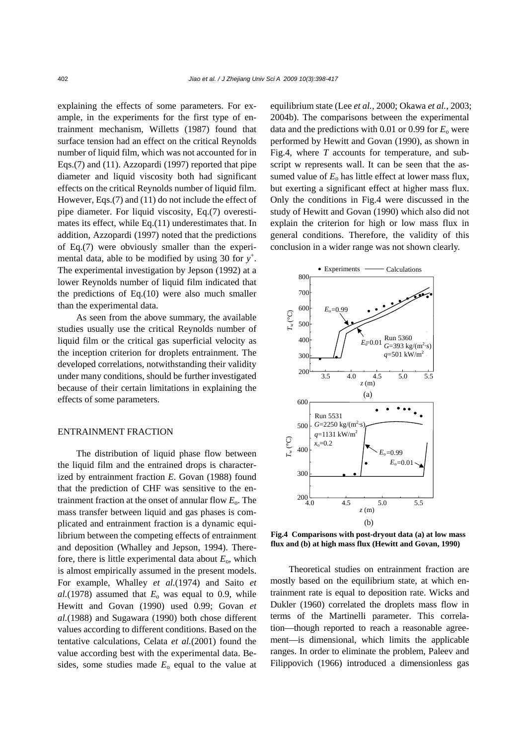explaining the effects of some parameters. For example, in the experiments for the first type of entrainment mechanism, Willetts (1987) found that surface tension had an effect on the critical Reynolds number of liquid film, which was not accounted for in Eqs.(7) and (11). Azzopardi (1997) reported that pipe diameter and liquid viscosity both had significant effects on the critical Reynolds number of liquid film. However, Eqs.(7) and (11) do not include the effect of pipe diameter. For liquid viscosity, Eq.(7) overestimates its effect, while Eq.(11) underestimates that. In addition, Azzopardi (1997) noted that the predictions of Eq.(7) were obviously smaller than the experimental data, able to be modified by using 30 for $y^+$. The experimental investigation by Jepson (1992) at a lower Reynolds number of liquid film indicated that the predictions of Eq.(10) were also much smaller than the experimental data.

As seen from the above summary, the available studies usually use the critical Reynolds number of liquid film or the critical gas superficial velocity as the inception criterion for droplets entrainment. The developed correlations, notwithstanding their validity under many conditions, should be further investigated because of their certain limitations in explaining the effects of some parameters.

## ENTRAINMENT FRACTION

The distribution of liquid phase flow between the liquid film and the entrained drops is characterized by entrainment fraction $E$. Govan (1988) found that the prediction of CHF was sensitive to the entrainment fraction at the onset of annular flow $E_o$. The mass transfer between liquid and gas phases is complicated and entrainment fraction is a dynamic equilibrium between the competing effects of entrainment and deposition (Whalley and Jepson, 1994). Therefore, there is little experimental data about $E_o$, which is almost empirically assumed in the present models. For example, Whalley *et al.*(1974) and Saito *et al.*(1978) assumed that $E_o$ was equal to 0.9, while Hewitt and Govan (1990) used 0.99; Govan *et al.*(1988) and Sugawara (1990) both chose different values according to different conditions. Based on the tentative calculations, Celata *et al.*(2001) found the value according best with the experimental data. Besides, some studies made $E_o$ equal to the value at equilibrium state (Lee *et al.*, 2000; Okawa *et al.*, 2003; 2004b). The comparisons between the experimental data and the predictions with 0.01 or 0.99 for $E_o$ were performed by Hewitt and Govan (1990), as shown in Fig.4, where $T$ accounts for temperature, and subscript w represents wall. It can be seen that the assumed value of $E_o$ has little effect at lower mass flux, but exerting a significant effect at higher mass flux. Only the conditions in Fig.4 were discussed in the study of Hewitt and Govan (1990) which also did not explain the criterion for high or low mass flux in general conditions. Therefore, the validity of this conclusion in a wider range was not shown clearly.

**Fig.4 Comparisons with post-dryout data (a) at low mass flux and (b) at high mass flux (Hewitt and Govan, 1990)**

Theoretical studies on entrainment fraction are mostly based on the equilibrium state, at which entrainment rate is equal to deposition rate. Wicks and Dukler (1960) correlated the droplets mass flow in terms of the Martinelli parameter. This correlation—though reported to reach a reasonable agreement—is dimensional, which limits the applicable ranges. In order to eliminate the problem, Paleev and Filippovich (1966) introduced a dimensionless gas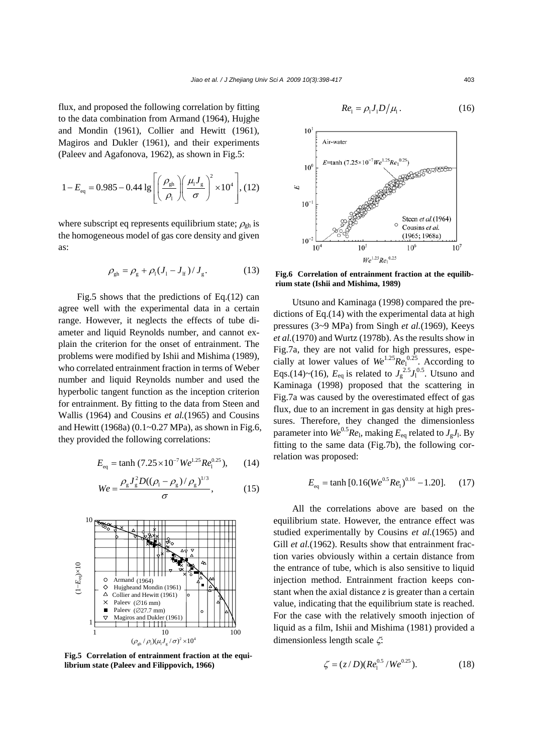flux, and proposed the following correlation by fitting to the data combination from Armand (1964), Hujghe and Mondin (1961), Collier and Hewitt (1961), Magiros and Dukler (1961), and their experiments (Paleev and Agafonova, 1962), as shown in Fig.5:

$$1-E_{\mathrm{eq}}=0.985-0.44\lg\left[\left(\frac{\rho_{\mathrm{gh}}}{\rho_{\mathrm{l}}}\right)\left(\frac{\mu_{\mathrm{l}}J_{\mathrm{g}}}{\sigma}\right)^{2}\times10^{4}\right], \quad (12)$$

where subscript eq represents equilibrium state; $\rho_{\mathrm{gh}}$ is the homogeneous model of gas core density and given as:

$$\rho_{\mathrm{gh}}=\rho_{\mathrm{g}}+\rho_{\mathrm{l}}(J_{\mathrm{l}}-J_{\mathrm{lf}})/J_{\mathrm{g}}. \quad (13)$$

Fig.5 shows that the predictions of Eq.(12) can agree well with the experimental data in a certain range. However, it neglects the effects of tube diameter and liquid Reynolds number, and cannot explain the criterion for the onset of entrainment. The problems were modified by Ishii and Mishima (1989), who correlated entrainment fraction in terms of Weber number and liquid Reynolds number and used the hyperbolic tangent function as the inception criterion for entrainment. By fitting to the data from Steen and Wallis (1964) and Cousins *et al.*(1965) and Cousins and Hewitt (1968a) (0.1~0.27 MPa), as shown in Fig.6, they provided the following correlations:

$$E_{\mathrm{eq}}=\tanh\,(7.25\times10^{-7}We^{1.25}Re_{\mathrm{l}}^{0.25}), \quad (14)$$

$$We=\frac{\rho_{\mathrm{g}}J_{\mathrm{g}}^{2}D((\rho_{\mathrm{l}}-\rho_{\mathrm{g}})/\rho_{\mathrm{g}})^{1/3}}{\sigma}, \quad (15)$$

**Fig.5 Correlation of entrainment fraction at the equilibrium state (Paleev and Filippovich, 1966)**

$$Re_{\mathrm{l}}=\rho_{\mathrm{l}}J_{\mathrm{l}}D/\mu_{\mathrm{l}}. \quad (16)$$

**Fig.6 Correlation of entrainment fraction at the equilibrium state (Ishii and Mishima, 1989)**

Utsuno and Kaminaga (1998) compared the predictions of Eq.(14) with the experimental data at high pressures (3~9 MPa) from Singh *et al.*(1969), Keeys *et al.*(1970) and Wurtz (1978b). As the results show in Fig.7a, they are not valid for high pressures, especially at lower values of $We^{1.25}Re_{\mathrm{l}}^{0.25}$. According to Eqs.(14)~(16), $E_{\mathrm{eq}}$ is related to $J_{\mathrm{g}}^{2.5}J_{\mathrm{l}}^{0.5}$. Utsuno and Kaminaga (1998) proposed that the scattering in Fig.7a was caused by the overestimated effect of gas flux, due to an increment in gas density at high pressures. Therefore, they changed the dimensionless parameter into $We^{0.5}Re_{\mathrm{l}}$, making $E_{\mathrm{eq}}$ related to $J_{\mathrm{g}}J_{\mathrm{l}}$. By fitting to the same data (Fig.7b), the following correlation was proposed:

$$E_{\mathrm{eq}}=\tanh\,[0.16(We^{0.5}Re_{\mathrm{l}})^{0.16}-1.20]. \quad (17)$$

All the correlations above are based on the equilibrium state. However, the entrance effect was studied experimentally by Cousins *et al.*(1965) and Gill *et al.*(1962). Results show that entrainment fraction varies obviously within a certain distance from the entrance of tube, which is also sensitive to liquid injection method. Entrainment fraction keeps constant when the axial distance $z$ is greater than a certain value, indicating that the equilibrium state is reached. For the case with the relatively smooth injection of liquid as a film, Ishii and Mishima (1981) provided a dimensionless length scale $\zeta$:

$$\zeta=(z/D)(Re_{\mathrm{l}}^{0.5}/We^{0.25}). \quad (18)$$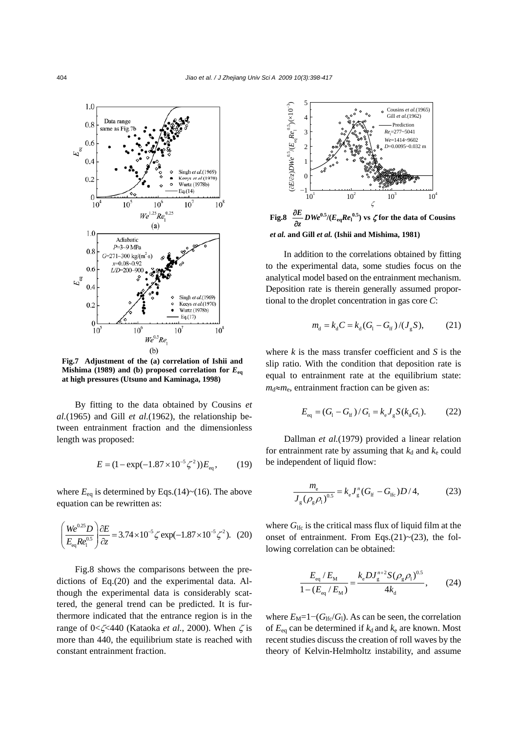**Fig.7 Adjustment of the (a) correlation of Ishii and Mishima (1989) and (b) proposed correlation for $E_{eq}$ at high pressures (Utsuno and Kaminaga, 1998)**

By fitting to the data obtained by Cousins *et al.*(1965) and Gill *et al.*(1962), the relationship between entrainment fraction and the dimensionless length was proposed:

$$E = (1 - \exp(-1.87 \times 10^{-5} \zeta^2)) E_{eq}, \quad (19)$$

where $E_{eq}$ is determined by Eqs.(14)~(16). The above equation can be rewritten as:

$$\left( \frac{We^{0.25} D}{E_{eq} Re_l^{0.5}} \right) \frac{\partial E}{\partial z} = 3.74 \times 10^{-5} \zeta \exp(-1.87 \times 10^{-5} \zeta^2). \quad (20)$$

Fig.8 shows the comparisons between the predictions of Eq.(20) and the experimental data. Although the experimental data is considerably scattered, the general trend can be predicted. It is furthermore indicated that the entrance region is in the range of $0<\zeta<440$ (Kataoka *et al.*, 2000). When $\zeta$ is more than 440, the equilibrium state is reached with constant entrainment fraction.

**Fig.8 $\frac{\partial E}{\partial z} DWe^{0.5}/(E_{eq}Re_l^{0.5})$ vs $\zeta$ for the data of Cousins *et al.* and Gill *et al.* (Ishii and Mishima, 1981)**

In addition to the correlations obtained by fitting to the experimental data, some studies focus on the analytical model based on the entrainment mechanism. Deposition rate is therein generally assumed proportional to the droplet concentration in gas core $C$:

$$m_d = k_d C = k_d (G_l - G_{lf}) / (J_g S), \quad (21)$$

where $k$ is the mass transfer coefficient and $S$ is the slip ratio. With the condition that deposition rate is equal to entrainment rate at the equilibrium state: $m_d \approx m_e$, entrainment fraction can be given as:

$$E_{eq} = (G_l - G_{lf}) / G_l = k_e J_g S (k_d G_l). \quad (22)$$

Dallman *et al.*(1979) provided a linear relation for entrainment rate by assuming that $k_d$ and $k_e$ could be independent of liquid flow:

$$\frac{m_e}{J_g (\rho_g \rho_l)^{0.5}} = k_e J_g^n (G_{lf} - G_{lfc}) D / 4, \quad (23)$$

where $G_{lfc}$ is the critical mass flux of liquid film at the onset of entrainment. From Eqs.(21)~(23), the following correlation can be obtained:

$$\frac{E_{eq} / E_M}{1 - (E_{eq} / E_M)} = \frac{k_e D J_g^{n+2} S (\rho_g \rho_l)^{0.5}}{4 k_d}, \quad (24)$$

where $E_M = 1 - (G_{lfc}/G_l)$. As can be seen, the correlation of $E_{eq}$ can be determined if $k_d$ and $k_e$ are known. Most recent studies discuss the creation of roll waves by the theory of Kelvin-Helmholtz instability, and assume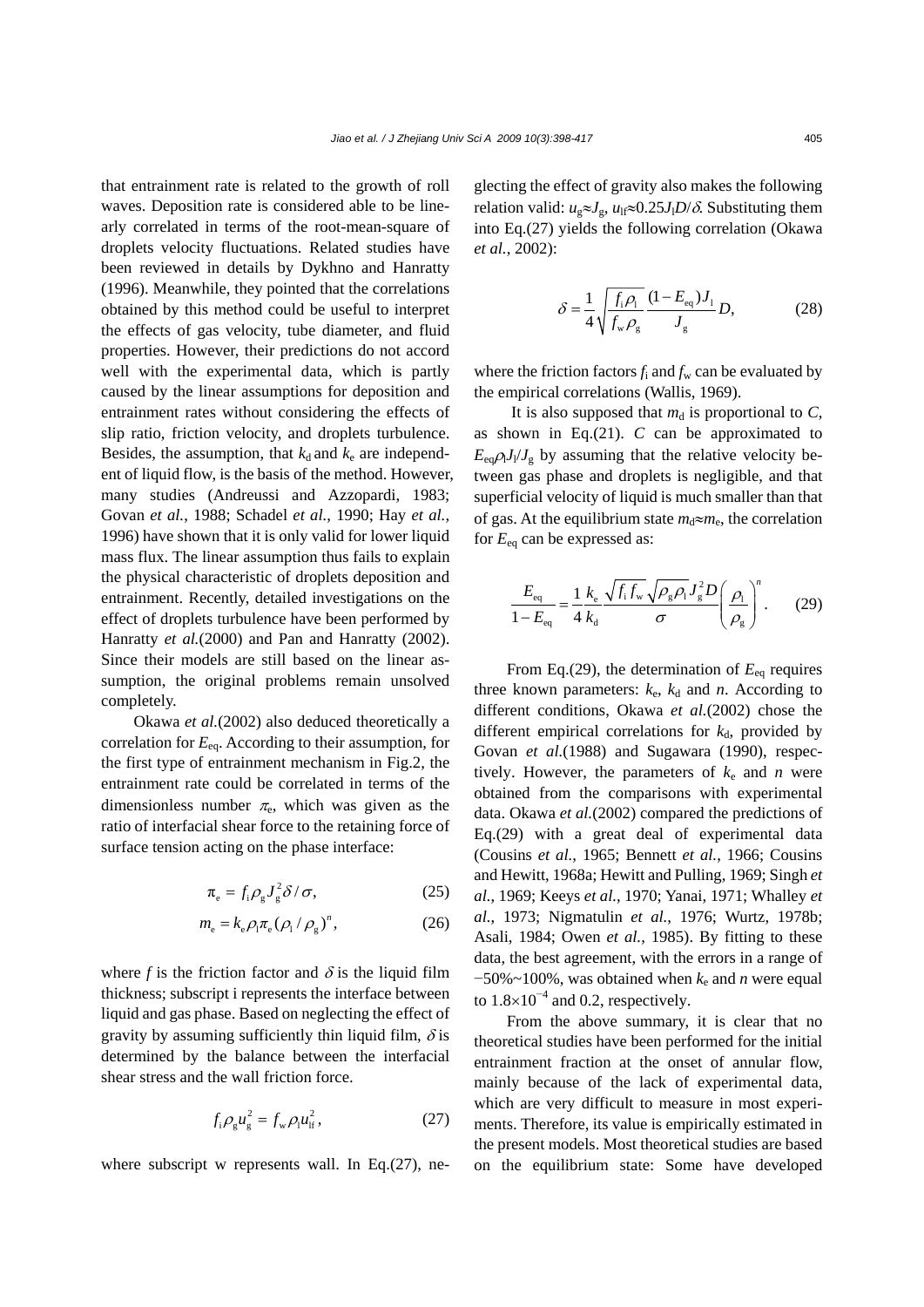that entrainment rate is related to the growth of roll waves. Deposition rate is considered able to be linearly correlated in terms of the root-mean-square of droplets velocity fluctuations. Related studies have been reviewed in details by Dykhno and Hanratty (1996). Meanwhile, they pointed that the correlations obtained by this method could be useful to interpret the effects of gas velocity, tube diameter, and fluid properties. However, their predictions do not accord well with the experimental data, which is partly caused by the linear assumptions for deposition and entrainment rates without considering the effects of slip ratio, friction velocity, and droplets turbulence. Besides, the assumption, that $k_d$ and $k_e$ are independent of liquid flow, is the basis of the method. However, many studies (Andreussi and Azzopardi, 1983; Govan *et al.*, 1988; Schadel *et al.*, 1990; Hay *et al.*, 1996) have shown that it is only valid for lower liquid mass flux. The linear assumption thus fails to explain the physical characteristic of droplets deposition and entrainment. Recently, detailed investigations on the effect of droplets turbulence have been performed by Hanratty *et al.*(2000) and Pan and Hanratty (2002). Since their models are still based on the linear assumption, the original problems remain unsolved completely.

Okawa *et al.*(2002) also deduced theoretically a correlation for $E_{eq}$. According to their assumption, for the first type of entrainment mechanism in Fig.2, the entrainment rate could be correlated in terms of the dimensionless number $\pi_e$, which was given as the ratio of interfacial shear force to the retaining force of surface tension acting on the phase interface:

$$\pi_e = f_i \rho_g J_g^2 \delta / \sigma, \tag{25}$$

$$m_e = k_e \rho_l \pi_e (\rho_l / \rho_g)^n, \tag{26}$$

where $f$ is the friction factor and $\delta$ is the liquid film thickness; subscript i represents the interface between liquid and gas phase. Based on neglecting the effect of gravity by assuming sufficiently thin liquid film, $\delta$ is determined by the balance between the interfacial shear stress and the wall friction force.

$$f_i \rho_g u_g^2 = f_w \rho_l u_{lf}^2, \tag{27}$$

where subscript w represents wall. In Eq.(27), neglecting the effect of gravity also makes the following relation valid: $u_g \approx J_g$, $u_{lf} \approx 0.25 J_l D/\delta$. Substituting them into Eq.(27) yields the following correlation (Okawa *et al.*, 2002):

$$\delta = \frac{1}{4}\sqrt{\frac{f_i \rho_l}{f_w \rho_g}}\frac{(1-E_{eq})J_l}{J_g}D, \tag{28}$$

where the friction factors $f_i$ and $f_w$ can be evaluated by the empirical correlations (Wallis, 1969).

It is also supposed that $m_d$ is proportional to $C$, as shown in Eq.(21). $C$ can be approximated to $E_{eq}\rho_l J_l / J_g$ by assuming that the relative velocity between gas phase and droplets is negligible, and that superficial velocity of liquid is much smaller than that of gas. At the equilibrium state $m_d \approx m_e$, the correlation for $E_{eq}$ can be expressed as:

$$\frac{E_{eq}}{1-E_{eq}} = \frac{1}{4}\frac{k_e}{k_d}\frac{\sqrt{f_i f_w}\sqrt{\rho_g \rho_l}J_g^2 D}{\sigma}\left(\frac{\rho_l}{\rho_g}\right)^n. \tag{29}$$

From Eq.(29), the determination of $E_{eq}$ requires three known parameters: $k_e$, $k_d$ and $n$. According to different conditions, Okawa *et al.*(2002) chose the different empirical correlations for $k_d$, provided by Govan *et al.*(1988) and Sugawara (1990), respectively. However, the parameters of $k_e$ and $n$ were obtained from the comparisons with experimental data. Okawa *et al.*(2002) compared the predictions of Eq.(29) with a great deal of experimental data (Cousins *et al.*, 1965; Bennett *et al.*, 1966; Cousins and Hewitt, 1968a; Hewitt and Pulling, 1969; Singh *et al.*, 1969; Keeys *et al.*, 1970; Yanai, 1971; Whalley *et al.*, 1973; Nigmatulin *et al.*, 1976; Wurtz, 1978b; Asali, 1984; Owen *et al.*, 1985). By fitting to these data, the best agreement, with the errors in a range of −50%~100%, was obtained when $k_e$ and $n$ were equal to $1.8\times10^{-4}$ and 0.2, respectively.

From the above summary, it is clear that no theoretical studies have been performed for the initial entrainment fraction at the onset of annular flow, mainly because of the lack of experimental data, which are very difficult to measure in most experiments. Therefore, its value is empirically estimated in the present models. Most theoretical studies are based on the equilibrium state: Some have developed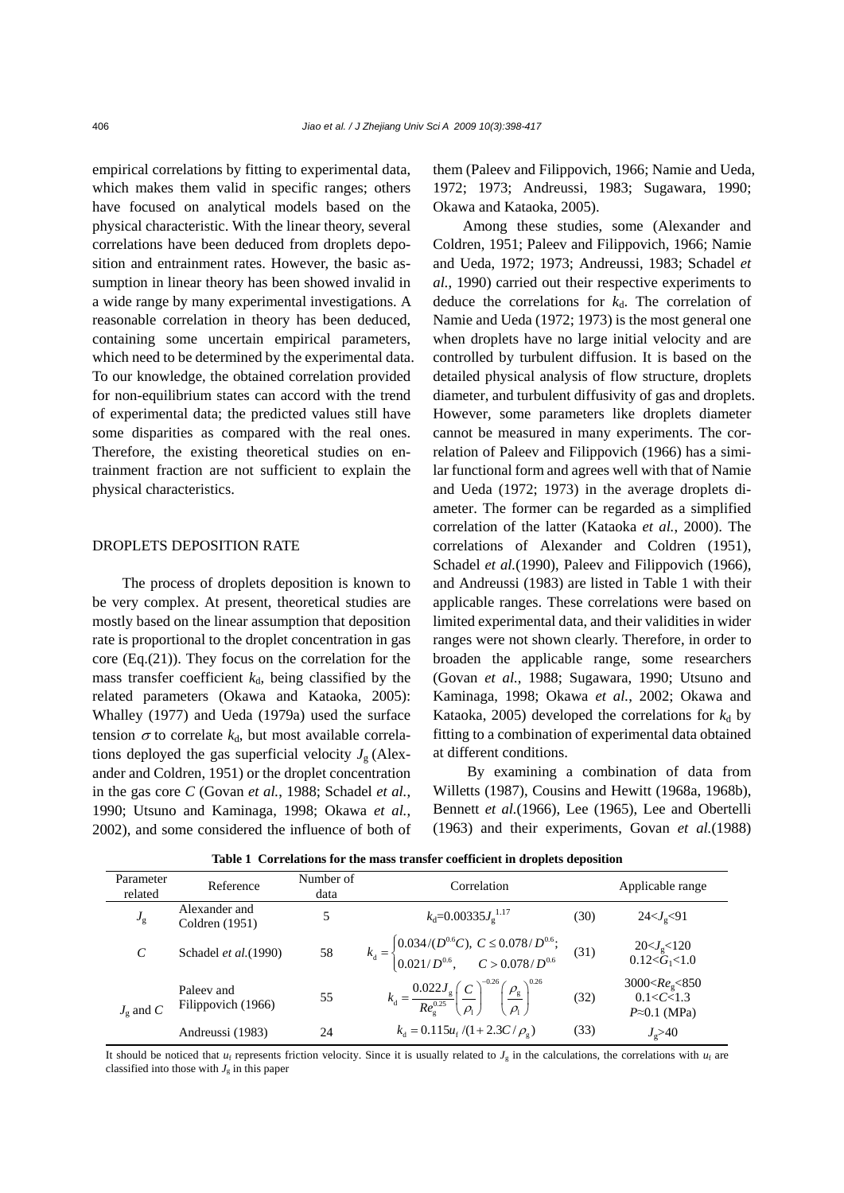empirical correlations by fitting to experimental data, which makes them valid in specific ranges; others have focused on analytical models based on the physical characteristic. With the linear theory, several correlations have been deduced from droplets deposition and entrainment rates. However, the basic assumption in linear theory has been showed invalid in a wide range by many experimental investigations. A reasonable correlation in theory has been deduced, containing some uncertain empirical parameters, which need to be determined by the experimental data. To our knowledge, the obtained correlation provided for non-equilibrium states can accord with the trend of experimental data; the predicted values still have some disparities as compared with the real ones. Therefore, the existing theoretical studies on entrainment fraction are not sufficient to explain the physical characteristics.

## DROPLETS DEPOSITION RATE

The process of droplets deposition is known to be very complex. At present, theoretical studies are mostly based on the linear assumption that deposition rate is proportional to the droplet concentration in gas core (Eq.(21)). They focus on the correlation for the mass transfer coefficient $k_d$, being classified by the related parameters (Okawa and Kataoka, 2005): Whalley (1977) and Ueda (1979a) used the surface tension $\sigma$ to correlate $k_d$, but most available correlations deployed the gas superficial velocity $J_g$ (Alexander and Coldren, 1951) or the droplet concentration in the gas core $C$ (Govan *et al.*, 1988; Schadel *et al.*, 1990; Utsuno and Kaminaga, 1998; Okawa *et al.*, 2002), and some considered the influence of both of them (Paleev and Filippovich, 1966; Namie and Ueda, 1972; 1973; Andreussi, 1983; Sugawara, 1990; Okawa and Kataoka, 2005).

Among these studies, some (Alexander and Coldren, 1951; Paleev and Filippovich, 1966; Namie and Ueda, 1972; 1973; Andreussi, 1983; Schadel *et al.*, 1990) carried out their respective experiments to deduce the correlations for $k_d$. The correlation of Namie and Ueda (1972; 1973) is the most general one when droplets have no large initial velocity and are controlled by turbulent diffusion. It is based on the detailed physical analysis of flow structure, droplets diameter, and turbulent diffusivity of gas and droplets. However, some parameters like droplets diameter cannot be measured in many experiments. The correlation of Paleev and Filippovich (1966) has a similar functional form and agrees well with that of Namie and Ueda (1972; 1973) in the average droplets diameter. The former can be regarded as a simplified correlation of the latter (Kataoka *et al.*, 2000). The correlations of Alexander and Coldren (1951), Schadel *et al.*(1990), Paleev and Filippovich (1966), and Andreussi (1983) are listed in Table 1 with their applicable ranges. These correlations were based on limited experimental data, and their validities in wider ranges were not shown clearly. Therefore, in order to broaden the applicable range, some researchers (Govan *et al.*, 1988; Sugawara, 1990; Utsuno and Kaminaga, 1998; Okawa *et al.*, 2002; Okawa and Kataoka, 2005) developed the correlations for $k_d$ by fitting to a combination of experimental data obtained at different conditions.

By examining a combination of data from Willetts (1987), Cousins and Hewitt (1968a, 1968b), Bennett *et al.*(1966), Lee (1965), Lee and Obertelli (1963) and their experiments, Govan *et al.*(1988)

**Table 1 Correlations for the mass transfer coefficient in droplets deposition**

| Parameter related | Reference | Number of data | Correlation | | Applicable range |
|---|---|---|---|---|---|
| $J_g$ | Alexander and Coldren (1951) | 5 | $k_d=0.00335J_g^{1.17}$ | (30) | $24<J_g<91$ |
| $C$ | Schadel *et al.*(1990) | 58 | $k_d=\begin{cases}0.034/(D^{0.6}C), & C\le 0.078/D^{0.6};\\ 0.021/D^{0.6}, & C>0.078/D^{0.6}\end{cases}$ | (31) | $20<J_g<120$<br>$0.12<G_l<1.0$ |
| $J_g$ and $C$ | Paleev and Filippovich (1966) | 55 | $k_d=\dfrac{0.022J_g}{Re_g^{0.25}}\left(\dfrac{C}{\rho_l}\right)^{-0.26}\left(\dfrac{\rho_g}{\rho_l}\right)^{0.26}$ | (32) | $3000<Re_g<850$<br>$0.1<C<1.3$<br>$P\approx 0.1$ (MPa) |
| | Andreussi (1983) | 24 | $k_d=0.115u_t/(1+2.3C/\rho_g)$ | (33) | $J_g>40$ |

It should be noticed that $u_t$ represents friction velocity. Since it is usually related to $J_g$ in the calculations, the correlations with $u_t$ are classified into those with $J_g$ in this paper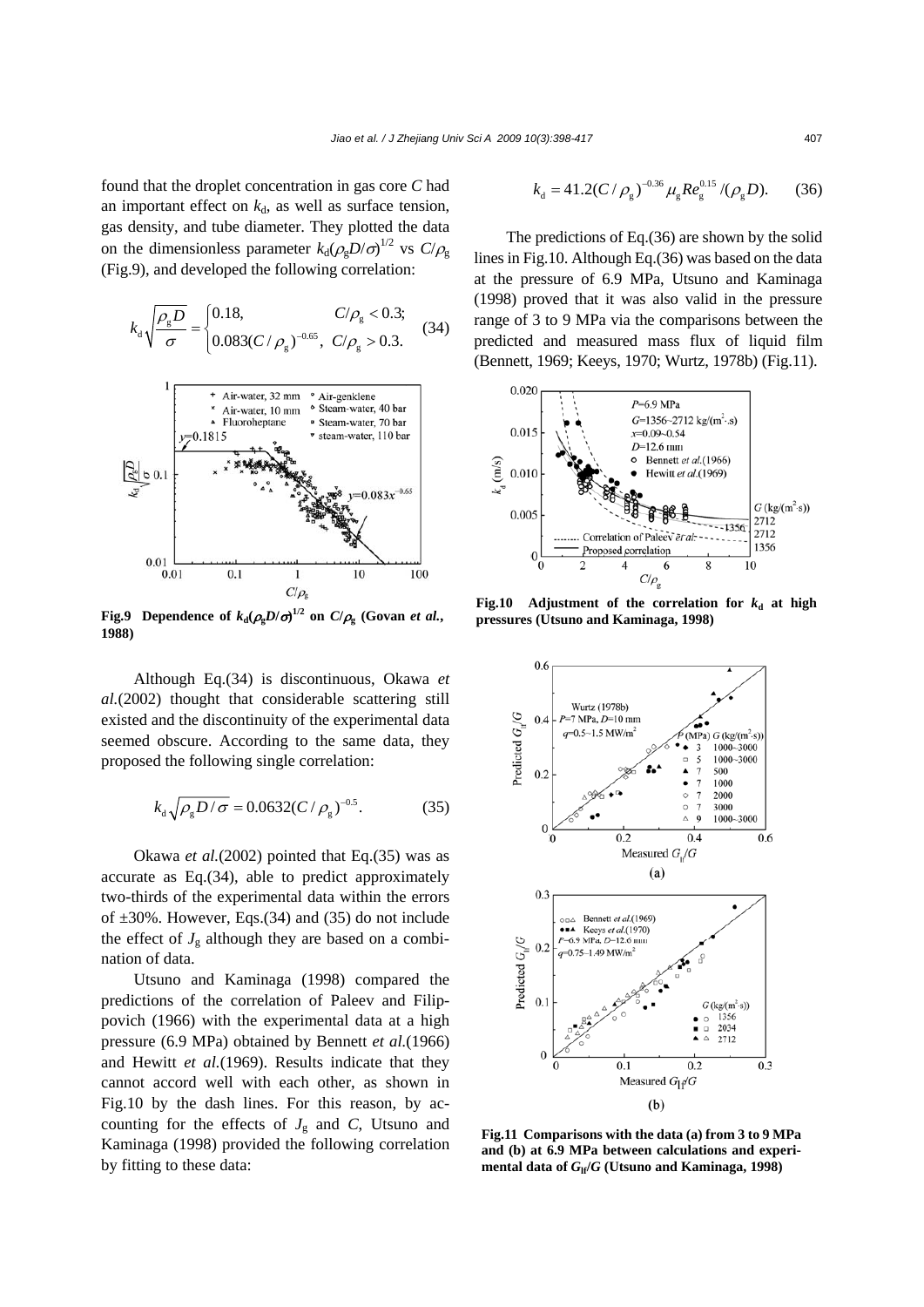found that the droplet concentration in gas core $C$ had an important effect on $k_d$, as well as surface tension, gas density, and tube diameter. They plotted the data on the dimensionless parameter $k_d(\rho_g D/\sigma)^{1/2}$ vs $C/\rho_g$ (Fig.9), and developed the following correlation:

$$k_d\sqrt{\frac{\rho_g D}{\sigma}} = \begin{cases} 0.18, & C/\rho_g < 0.3; \\ 0.083(C/\rho_g)^{-0.65}, & C/\rho_g > 0.3. \end{cases} \quad (34)$$

**Fig.9 Dependence of $k_d(\rho_g D/\sigma)^{1/2}$ on $C/\rho_g$ (Govan *et al.*, 1988)**

Although Eq.(34) is discontinuous, Okawa *et al.*(2002) thought that considerable scattering still existed and the discontinuity of the experimental data seemed obscure. According to the same data, they proposed the following single correlation:

$$k_d\sqrt{\rho_g D/\sigma} = 0.0632(C/\rho_g)^{-0.5}. \quad (35)$$

Okawa *et al.*(2002) pointed that Eq.(35) was as accurate as Eq.(34), able to predict approximately two-thirds of the experimental data within the errors of ±30%. However, Eqs.(34) and (35) do not include the effect of $J_g$ although they are based on a combination of data.

Utsuno and Kaminaga (1998) compared the predictions of the correlation of Paleev and Filippovich (1966) with the experimental data at a high pressure (6.9 MPa) obtained by Bennett *et al.*(1966) and Hewitt *et al.*(1969). Results indicate that they cannot accord well with each other, as shown in Fig.10 by the dash lines. For this reason, by accounting for the effects of $J_g$ and $C$, Utsuno and Kaminaga (1998) provided the following correlation by fitting to these data:

$$k_d = 41.2(C/\rho_g)^{-0.36}\mu_g Re_g^{0.15}/(\rho_g D). \quad (36)$$

The predictions of Eq.(36) are shown by the solid lines in Fig.10. Although Eq.(36) was based on the data at the pressure of 6.9 MPa, Utsuno and Kaminaga (1998) proved that it was also valid in the pressure range of 3 to 9 MPa via the comparisons between the predicted and measured mass flux of liquid film (Bennett, 1969; Keeys, 1970; Wurtz, 1978b) (Fig.11).

**Fig.10 Adjustment of the correlation for $k_d$ at high pressures (Utsuno and Kaminaga, 1998)**

**Fig.11 Comparisons with the data (a) from 3 to 9 MPa and (b) at 6.9 MPa between calculations and experimental data of $G_{lf}/G$ (Utsuno and Kaminaga, 1998)**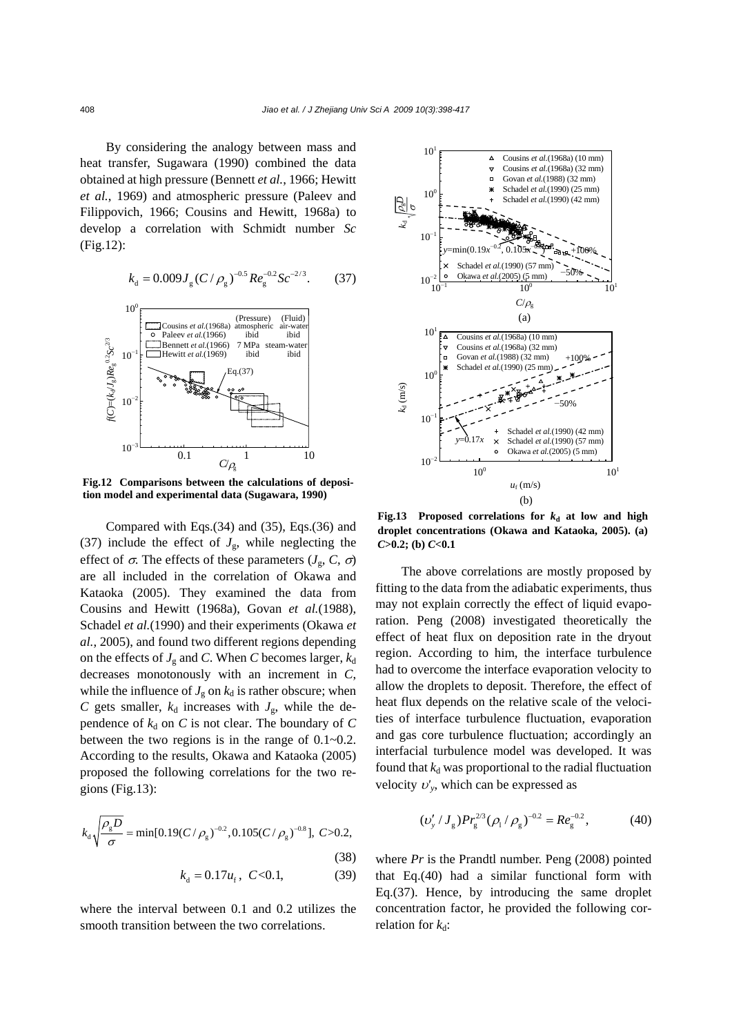By considering the analogy between mass and heat transfer, Sugawara (1990) combined the data obtained at high pressure (Bennett *et al.*, 1966; Hewitt *et al.*, 1969) and atmospheric pressure (Paleev and Filippovich, 1966; Cousins and Hewitt, 1968a) to develop a correlation with Schmidt number *Sc* (Fig.12):

$$k_{\mathrm{d}} = 0.009 J_{\mathrm{g}} (C/\rho_{\mathrm{g}})^{-0.5} Re_{\mathrm{g}}^{-0.2} Sc^{-2/3}. \qquad (37)$$

**Fig.12 Comparisons between the calculations of deposition model and experimental data (Sugawara, 1990)**

Compared with Eqs.(34) and (35), Eqs.(36) and (37) include the effect of $J_{\mathrm{g}}$, while neglecting the effect of $\sigma$. The effects of these parameters ($J_{\mathrm{g}}$, $C$, $\sigma$) are all included in the correlation of Okawa and Kataoka (2005). They examined the data from Cousins and Hewitt (1968a), Govan *et al.*(1988), Schadel *et al.*(1990) and their experiments (Okawa *et al.*, 2005), and found two different regions depending on the effects of $J_{\mathrm{g}}$ and $C$. When $C$ becomes larger, $k_{\mathrm{d}}$ decreases monotonously with an increment in $C$, while the influence of $J_{\mathrm{g}}$ on $k_{\mathrm{d}}$ is rather obscure; when $C$ gets smaller, $k_{\mathrm{d}}$ increases with $J_{\mathrm{g}}$, while the dependence of $k_{\mathrm{d}}$ on $C$ is not clear. The boundary of $C$ between the two regions is in the range of 0.1~0.2. According to the results, Okawa and Kataoka (2005) proposed the following correlations for the two regions (Fig.13):

$$k_{\mathrm{d}} \sqrt{\frac{\rho_{\mathrm{g}} D}{\sigma}} = \min[0.19(C/\rho_{\mathrm{g}})^{-0.2}, 0.105(C/\rho_{\mathrm{g}})^{-0.8}],\ C>0.2, \qquad (38)$$

$$k_{\mathrm{d}} = 0.17 u_{\mathrm{f}},\ C<0.1, \qquad (39)$$

where the interval between 0.1 and 0.2 utilizes the smooth transition between the two correlations.

**Fig.13 Proposed correlations for $k_{\mathrm{d}}$ at low and high droplet concentrations (Okawa and Kataoka, 2005). (a) $C$>0.2; (b) $C$<0.1**

The above correlations are mostly proposed by fitting to the data from the adiabatic experiments, thus may not explain correctly the effect of liquid evaporation. Peng (2008) investigated theoretically the effect of heat flux on deposition rate in the dryout region. According to him, the interface turbulence had to overcome the interface evaporation velocity to allow the droplets to deposit. Therefore, the effect of heat flux depends on the relative scale of the velocities of interface turbulence fluctuation, evaporation and gas core turbulence fluctuation; accordingly an interfacial turbulence model was developed. It was found that $k_{\mathrm{d}}$ was proportional to the radial fluctuation velocity $\upsilon'_y$, which can be expressed as

$$(\upsilon'_y / J_{\mathrm{g}}) Pr_{\mathrm{g}}^{2/3} (\rho_{\mathrm{l}}/\rho_{\mathrm{g}})^{-0.2} = Re_{\mathrm{g}}^{-0.2}, \qquad (40)$$

where *Pr* is the Prandtl number. Peng (2008) pointed that Eq.(40) had a similar functional form with Eq.(37). Hence, by introducing the same droplet concentration factor, he provided the following correlation for $k_{\mathrm{d}}$: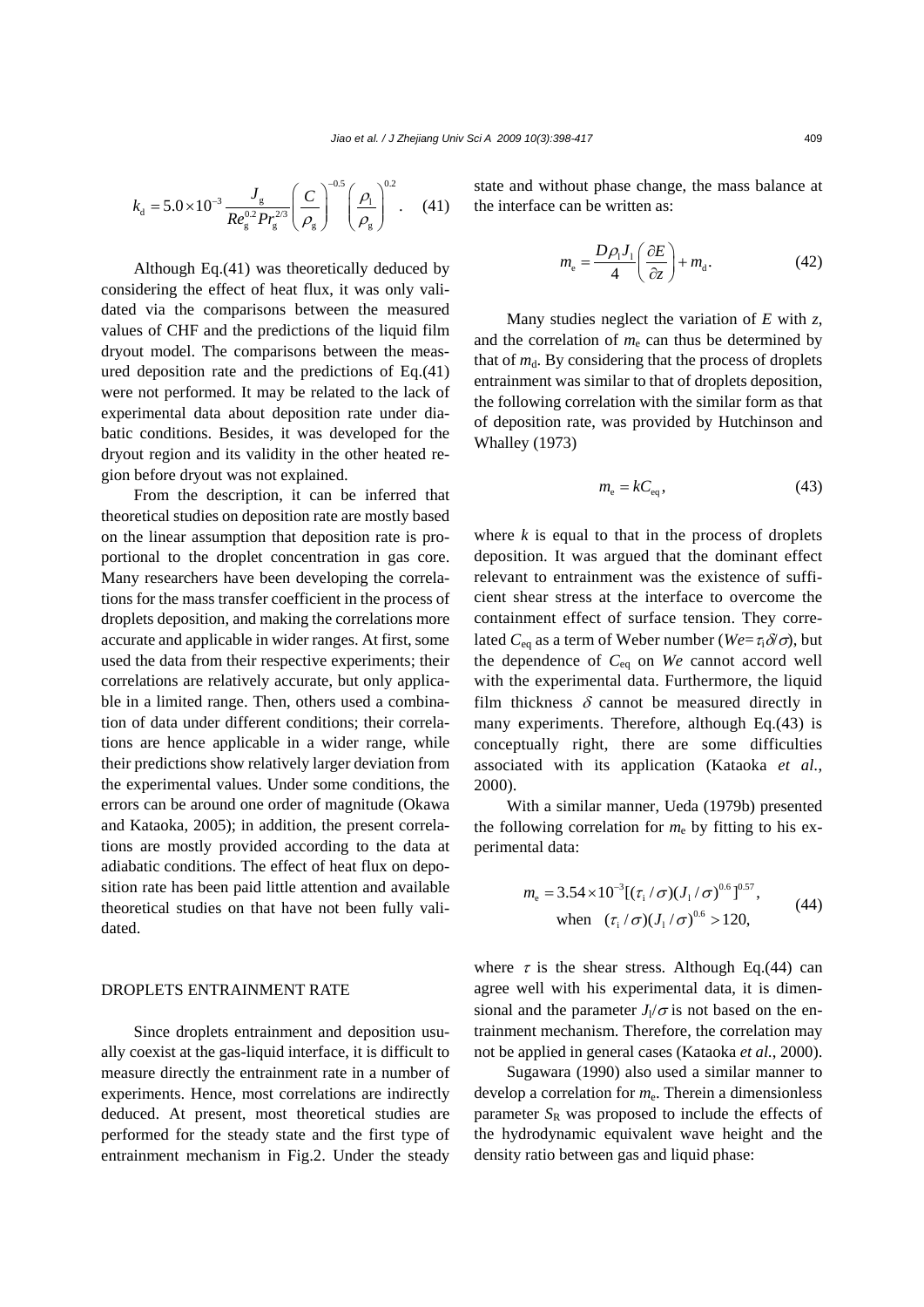$$k_{\mathrm{d}} = 5.0\times10^{-3}\,\frac{J_{\mathrm{g}}}{Re_{\mathrm{g}}^{0.2}Pr_{\mathrm{g}}^{2/3}}\left(\frac{C}{\rho_{\mathrm{g}}}\right)^{-0.5}\left(\frac{\rho_{\mathrm{l}}}{\rho_{\mathrm{g}}}\right)^{0.2}. \quad (41)$$

Although Eq.(41) was theoretically deduced by considering the effect of heat flux, it was only validated via the comparisons between the measured values of CHF and the predictions of the liquid film dryout model. The comparisons between the measured deposition rate and the predictions of Eq.(41) were not performed. It may be related to the lack of experimental data about deposition rate under diabatic conditions. Besides, it was developed for the dryout region and its validity in the other heated region before dryout was not explained.

From the description, it can be inferred that theoretical studies on deposition rate are mostly based on the linear assumption that deposition rate is proportional to the droplet concentration in gas core. Many researchers have been developing the correlations for the mass transfer coefficient in the process of droplets deposition, and making the correlations more accurate and applicable in wider ranges. At first, some used the data from their respective experiments; their correlations are relatively accurate, but only applicable in a limited range. Then, others used a combination of data under different conditions; their correlations are hence applicable in a wider range, while their predictions show relatively larger deviation from the experimental values. Under some conditions, the errors can be around one order of magnitude (Okawa and Kataoka, 2005); in addition, the present correlations are mostly provided according to the data at adiabatic conditions. The effect of heat flux on deposition rate has been paid little attention and available theoretical studies on that have not been fully validated.

## DROPLETS ENTRAINMENT RATE

Since droplets entrainment and deposition usually coexist at the gas-liquid interface, it is difficult to measure directly the entrainment rate in a number of experiments. Hence, most correlations are indirectly deduced. At present, most theoretical studies are performed for the steady state and the first type of entrainment mechanism in Fig.2. Under the steady state and without phase change, the mass balance at the interface can be written as:

$$m_{\mathrm{e}} = \frac{D\rho_{\mathrm{l}}J_{\mathrm{l}}}{4}\left(\frac{\partial E}{\partial z}\right) + m_{\mathrm{d}}. \quad (42)$$

Many studies neglect the variation of $E$ with $z$, and the correlation of $m_{\mathrm{e}}$ can thus be determined by that of $m_{\mathrm{d}}$. By considering that the process of droplets entrainment was similar to that of droplets deposition, the following correlation with the similar form as that of deposition rate, was provided by Hutchinson and Whalley (1973)

$$m_{\mathrm{e}} = kC_{\mathrm{eq}}, \quad (43)$$

where $k$ is equal to that in the process of droplets deposition. It was argued that the dominant effect relevant to entrainment was the existence of sufficient shear stress at the interface to overcome the containment effect of surface tension. They correlated $C_{\mathrm{eq}}$ as a term of Weber number ($We=\tau_{\mathrm{i}}\delta/\sigma$), but the dependence of $C_{\mathrm{eq}}$ on $We$ cannot accord well with the experimental data. Furthermore, the liquid film thickness $\delta$ cannot be measured directly in many experiments. Therefore, although Eq.(43) is conceptually right, there are some difficulties associated with its application (Kataoka *et al.*, 2000).

With a similar manner, Ueda (1979b) presented the following correlation for $m_{\mathrm{e}}$ by fitting to his experimental data:

$$m_{\mathrm{e}} = 3.54\times10^{-3}[(\tau_{\mathrm{i}}/\sigma)(J_{\mathrm{l}}/\sigma)^{0.6}]^{0.57}, \quad \text{when} \quad (\tau_{\mathrm{i}}/\sigma)(J_{\mathrm{l}}/\sigma)^{0.6} > 120, \quad (44)$$

where $\tau$ is the shear stress. Although Eq.(44) can agree well with his experimental data, it is dimensional and the parameter $J_{\mathrm{l}}/\sigma$ is not based on the entrainment mechanism. Therefore, the correlation may not be applied in general cases (Kataoka *et al.*, 2000).

Sugawara (1990) also used a similar manner to develop a correlation for $m_{\mathrm{e}}$. Therein a dimensionless parameter $S_{\mathrm{R}}$ was proposed to include the effects of the hydrodynamic equivalent wave height and the density ratio between gas and liquid phase: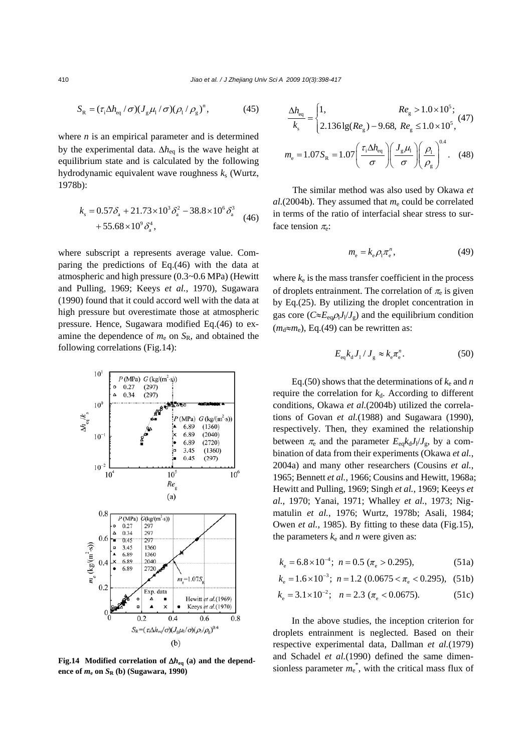$$S_R = (\tau_i \Delta h_{eq} / \sigma)(J_g \mu_l / \sigma)(\rho_l / \rho_g)^n, \quad (45)$$

where $n$ is an empirical parameter and is determined by the experimental data. $\Delta h_{eq}$ is the wave height at equilibrium state and is calculated by the following hydrodynamic equivalent wave roughness $k_s$ (Wurtz, 1978b):

$$k_s = 0.57\delta_a + 21.73\times10^3\delta_a^2 - 38.8\times10^6\delta_a^3 + 55.68\times10^9\delta_a^4, \quad (46)$$

where subscript a represents average value. Comparing the predictions of Eq.(46) with the data at atmospheric and high pressure (0.3~0.6 MPa) (Hewitt and Pulling, 1969; Keeys *et al.*, 1970), Sugawara (1990) found that it could accord well with the data at high pressure but overestimate those at atmospheric pressure. Hence, Sugawara modified Eq.(46) to examine the dependence of $m_e$ on $S_R$, and obtained the following correlations (Fig.14):

**Fig.14 Modified correlation of $\Delta h_{eq}$ (a) and the dependence of $m_e$ on $S_R$ (b) (Sugawara, 1990)**

$$\frac{\Delta h_{eq}}{k_s} = \begin{cases} 1, & Re_g > 1.0\times10^5; \\ 2.136\lg(Re_g) - 9.68, & Re_g \le 1.0\times10^5, \end{cases} \quad (47)$$

$$m_e = 1.07S_R = 1.07\left(\frac{\tau_i \Delta h_{eq}}{\sigma}\right)\left(\frac{J_g \mu_l}{\sigma}\right)\left(\frac{\rho_l}{\rho_g}\right)^{0.4}. \quad (48)$$

The similar method was also used by Okawa *et al.*(2004b). They assumed that $m_e$ could be correlated in terms of the ratio of interfacial shear stress to surface tension $\pi_e$:

$$m_e = k_e \rho_l \pi_e^n, \quad (49)$$

where $k_e$ is the mass transfer coefficient in the process of droplets entrainment. The correlation of $\pi_e$ is given by Eq.(25). By utilizing the droplet concentration in gas core ($C \approx E_{eq}\rho_l J_l / J_g$) and the equilibrium condition ($m_d \approx m_e$), Eq.(49) can be rewritten as:

$$E_{eq} k_d J_l / J_g \approx k_e \pi_e^n. \quad (50)$$

Eq.(50) shows that the determinations of $k_e$ and $n$ require the correlation for $k_d$. According to different conditions, Okawa *et al.*(2004b) utilized the correlations of Govan *et al.*(1988) and Sugawara (1990), respectively. Then, they examined the relationship between $\pi_e$ and the parameter $E_{eq} k_d J_l / J_g$, by a combination of data from their experiments (Okawa *et al.*, 2004a) and many other researchers (Cousins *et al.*, 1965; Bennett *et al.*, 1966; Cousins and Hewitt, 1968a; Hewitt and Pulling, 1969; Singh *et al.*, 1969; Keeys *et al.*, 1970; Yanai, 1971; Whalley *et al.*, 1973; Nigmatulin *et al.*, 1976; Wurtz, 1978b; Asali, 1984; Owen *et al.*, 1985). By fitting to these data (Fig.15), the parameters $k_e$ and $n$ were given as:

$$k_e = 6.8\times10^{-4};\ n = 0.5\ (\pi_e > 0.295), \quad (51a)$$

$$k_e = 1.6\times10^{-3};\ n = 1.2\ (0.0675 < \pi_e < 0.295), \quad (51b)$$

$$k_e = 3.1\times10^{-2};\ \ n = 2.3\ (\pi_e < 0.0675). \quad (51c)$$

In the above studies, the inception criterion for droplets entrainment is neglected. Based on their respective experimental data, Dallman *et al.*(1979) and Schadel *et al.*(1990) defined the same dimensionless parameter $m_e^*$, with the critical mass flux of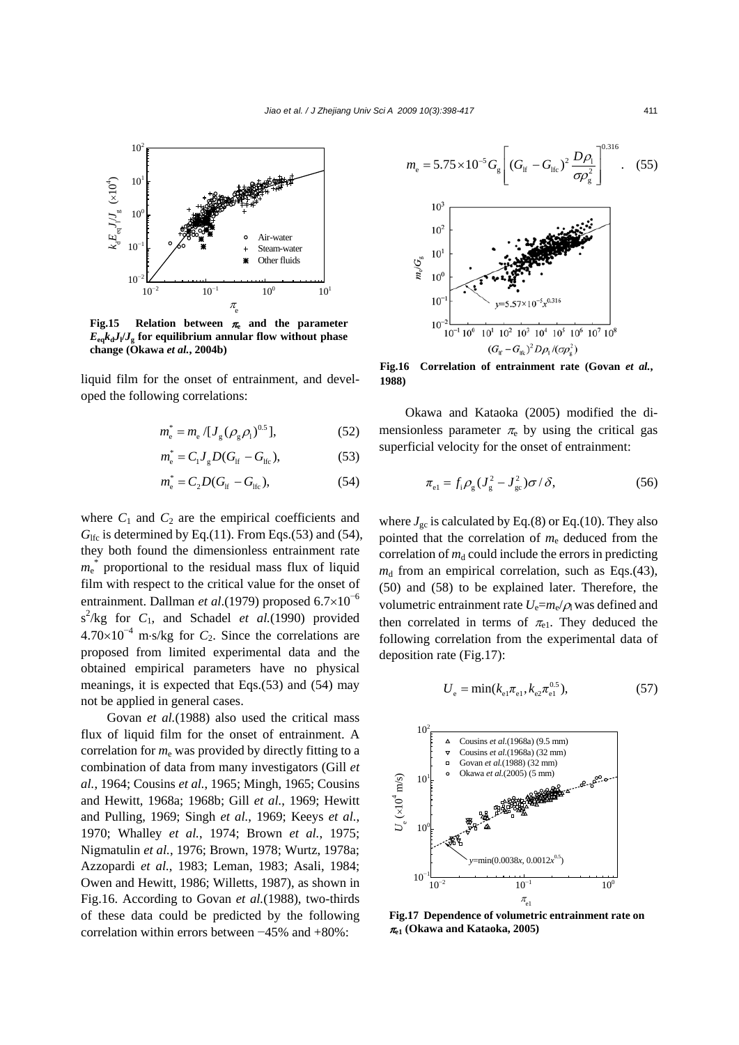Fig.15 Relation between $\pi_e$ and the parameter $E_{eq}k_dJ_l/J_g$ for equilibrium annular flow without phase change (Okawa *et al.*, 2004b)

liquid film for the onset of entrainment, and developed the following correlations:

$$m_e^* = m_e / [J_g(\rho_g \rho_l)^{0.5}], \quad (52)$$

$$m_e^* = C_1 J_g D(G_{lf} - G_{lfc}), \quad (53)$$

$$m_e^* = C_2 D(G_{lf} - G_{lfc}), \quad (54)$$

where $C_1$ and $C_2$ are the empirical coefficients and $G_{lfc}$ is determined by Eq.(11). From Eqs.(53) and (54), they both found the dimensionless entrainment rate $m_e^*$ proportional to the residual mass flux of liquid film with respect to the critical value for the onset of entrainment. Dallman *et al.*(1979) proposed $6.7\times10^{-6}$ $s^2$/kg for $C_1$, and Schadel *et al.*(1990) provided $4.70\times10^{-4}$ m·s/kg for $C_2$. Since the correlations are proposed from limited experimental data and the obtained empirical parameters have no physical meanings, it is expected that Eqs.(53) and (54) may not be applied in general cases.

Govan *et al.*(1988) also used the critical mass flux of liquid film for the onset of entrainment. A correlation for $m_e$ was provided by directly fitting to a combination of data from many investigators (Gill *et al.*, 1964; Cousins *et al.*, 1965; Mingh, 1965; Cousins and Hewitt, 1968a; 1968b; Gill *et al.*, 1969; Hewitt and Pulling, 1969; Singh *et al.*, 1969; Keeys *et al.*, 1970; Whalley *et al.*, 1974; Brown *et al.*, 1975; Nigmatulin *et al.*, 1976; Brown, 1978; Wurtz, 1978a; Azzopardi *et al.*, 1983; Leman, 1983; Asali, 1984; Owen and Hewitt, 1986; Willetts, 1987), as shown in Fig.16. According to Govan *et al.*(1988), two-thirds of these data could be predicted by the following correlation within errors between −45% and +80%:

$$m_e = 5.75\times10^{-5} G_g \left[ (G_{lf} - G_{lfc})^2 \frac{D\rho_l}{\sigma \rho_g^2} \right]^{0.316}. \quad (55)$$

Fig.16 Correlation of entrainment rate (Govan *et al.*, 1988)

Okawa and Kataoka (2005) modified the dimensionless parameter $\pi_e$ by using the critical gas superficial velocity for the onset of entrainment:

$$\pi_{e1} = f_i \rho_g (J_g^2 - J_{gc}^2)\sigma / \delta, \quad (56)$$

where $J_{gc}$ is calculated by Eq.(8) or Eq.(10). They also pointed that the correlation of $m_e$ deduced from the correlation of $m_d$ could include the errors in predicting $m_d$ from an empirical correlation, such as Eqs.(43), (50) and (58) to be explained later. Therefore, the volumetric entrainment rate $U_e=m_e/\rho_l$ was defined and then correlated in terms of $\pi_{e1}$. They deduced the following correlation from the experimental data of deposition rate (Fig.17):

$$U_e = \min(k_{e1}\pi_{e1}, k_{e2}\pi_{e1}^{0.5}), \quad (57)$$

Fig.17 Dependence of volumetric entrainment rate on $\pi_{e1}$ (Okawa and Kataoka, 2005)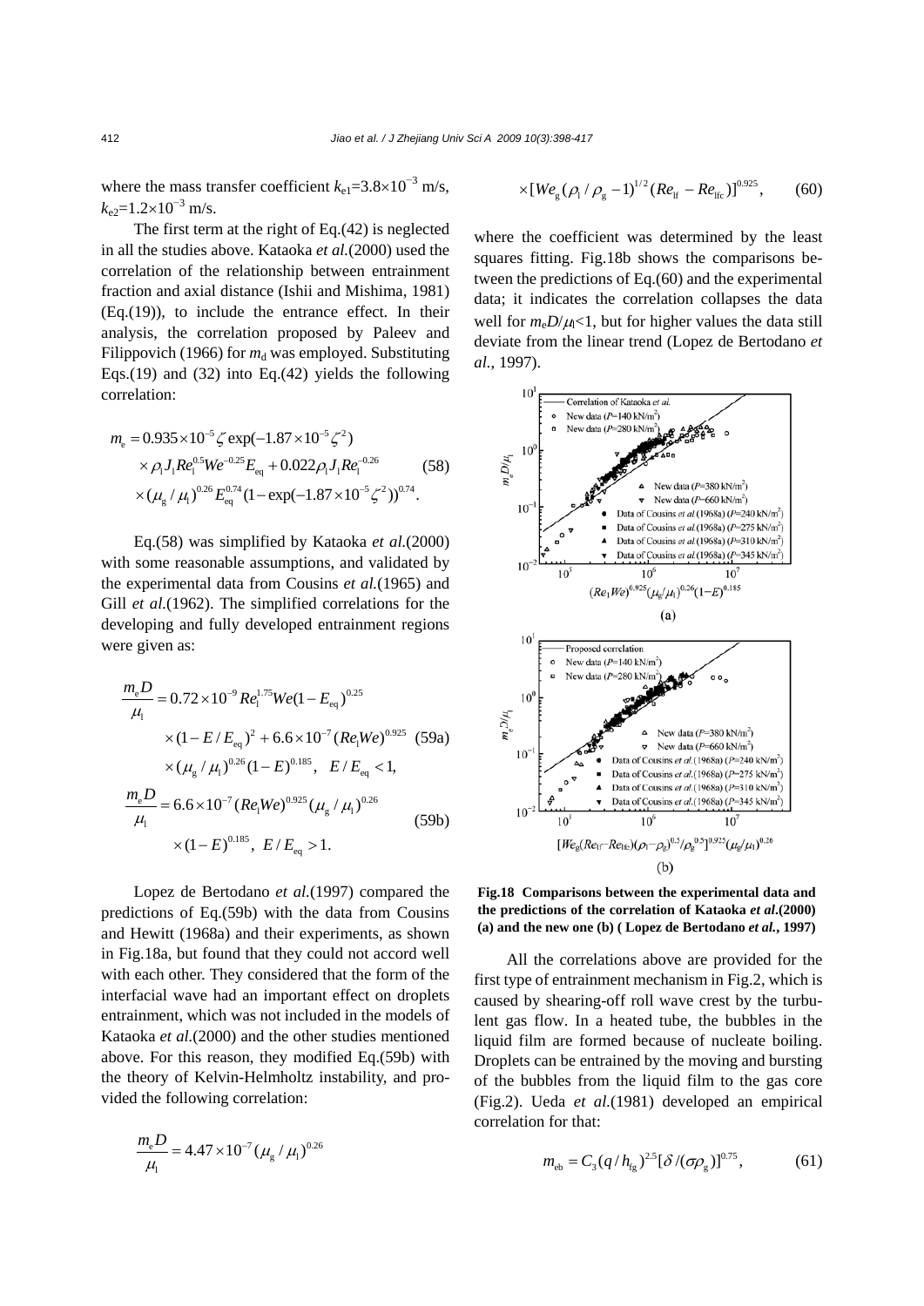where the mass transfer coefficient $k_{e1}$=3.8×10$^{-3}$ m/s, $k_{e2}$=1.2×10$^{-3}$ m/s.

The first term at the right of Eq.(42) is neglected in all the studies above. Kataoka *et al.*(2000) used the correlation of the relationship between entrainment fraction and axial distance (Ishii and Mishima, 1981) (Eq.(19)), to include the entrance effect. In their analysis, the correlation proposed by Paleev and Filippovich (1966) for $m_d$ was employed. Substituting Eqs.(19) and (32) into Eq.(42) yields the following correlation:

$$m_e = 0.935\times10^{-5}\zeta\exp(-1.87\times10^{-5}\zeta^2)\times\rho_l J_l Re_l^{0.5} We^{-0.25} E_{eq} + 0.022\rho_l J_l Re_l^{-0.26}\times(\mu_g/\mu_l)^{0.26} E_{eq}^{0.74}(1-\exp(-1.87\times10^{-5}\zeta^2))^{0.74}. \quad (58)$$

Eq.(58) was simplified by Kataoka *et al.*(2000) with some reasonable assumptions, and validated by the experimental data from Cousins *et al.*(1965) and Gill *et al.*(1962). The simplified correlations for the developing and fully developed entrainment regions were given as:

$$\frac{m_e D}{\mu_l} = 0.72\times10^{-9} Re_l^{1.75} We(1-E_{eq})^{0.25}\times(1-E/E_{eq})^2 + 6.6\times10^{-7}(Re_l We)^{0.925}\times(\mu_g/\mu_l)^{0.26}(1-E)^{0.185},\quad E/E_{eq}<1, \quad (59a)$$

$$\frac{m_e D}{\mu_l} = 6.6\times10^{-7}(Re_l We)^{0.925}(\mu_g/\mu_l)^{0.26}\times(1-E)^{0.185},\ E/E_{eq}>1. \quad (59b)$$

Lopez de Bertodano *et al.*(1997) compared the predictions of Eq.(59b) with the data from Cousins and Hewitt (1968a) and their experiments, as shown in Fig.18a, but found that they could not accord well with each other. They considered that the form of the interfacial wave had an important effect on droplets entrainment, which was not included in the models of Kataoka *et al.*(2000) and the other studies mentioned above. For this reason, they modified Eq.(59b) with the theory of Kelvin-Helmholtz instability, and provided the following correlation:

$$\frac{m_e D}{\mu_l} = 4.47\times10^{-7}(\mu_g/\mu_l)^{0.26}\times[We_g(\rho_l/\rho_g-1)^{1/2}(Re_{lf}-Re_{lfc})]^{0.925}, \quad (60)$$

where the coefficient was determined by the least squares fitting. Fig.18b shows the comparisons between the predictions of Eq.(60) and the experimental data; it indicates the correlation collapses the data well for $m_e D/\mu_l<1$, but for higher values the data still deviate from the linear trend (Lopez de Bertodano *et al.*, 1997).

**Fig.18 Comparisons between the experimental data and the predictions of the correlation of Kataoka *et al.*(2000) (a) and the new one (b) ( Lopez de Bertodano *et al.*, 1997)**

All the correlations above are provided for the first type of entrainment mechanism in Fig.2, which is caused by shearing-off roll wave crest by the turbulent gas flow. In a heated tube, the bubbles in the liquid film are formed because of nucleate boiling. Droplets can be entrained by the moving and bursting of the bubbles from the liquid film to the gas core (Fig.2). Ueda *et al.*(1981) developed an empirical correlation for that:

$$m_{eb} = C_3(q/h_{fg})^{2.5}[\delta/(\sigma\rho_g)]^{0.75}, \quad (61)$$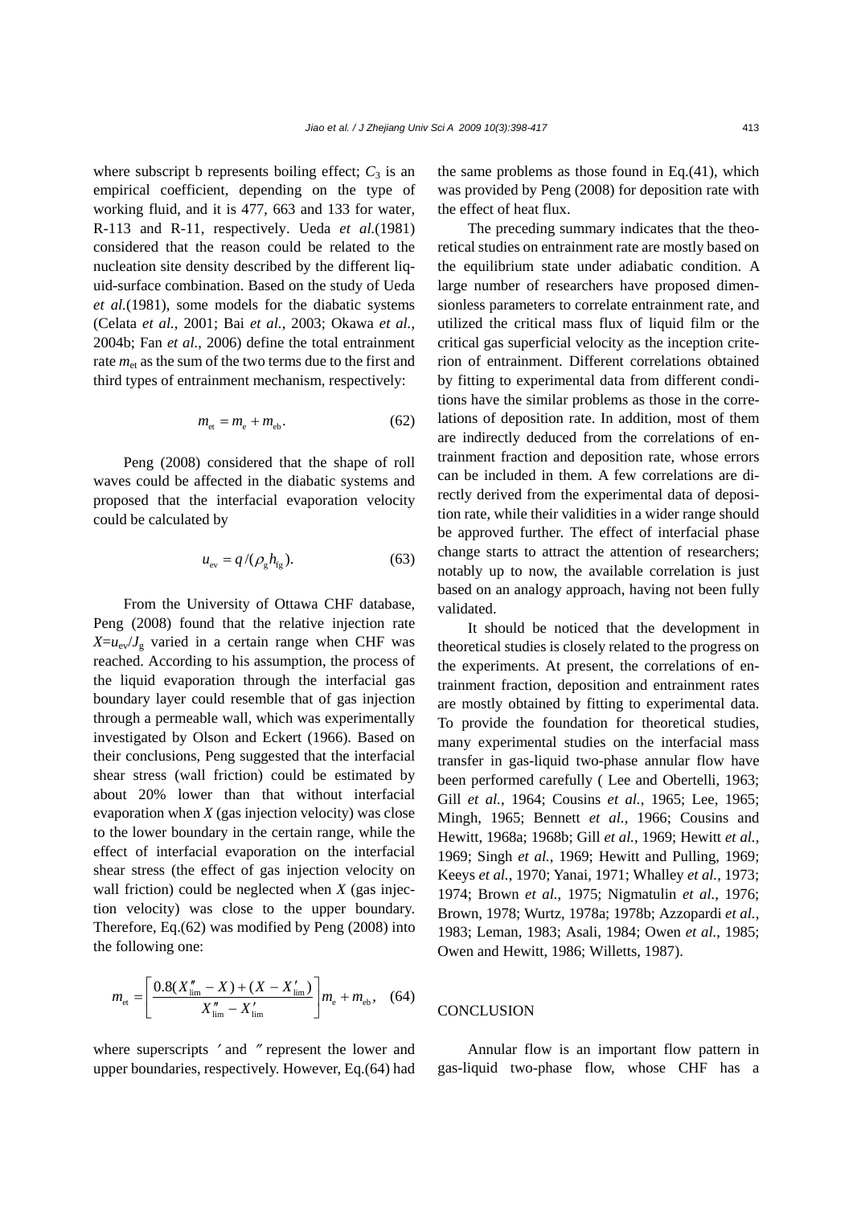where subscript b represents boiling effect; $C_3$ is an empirical coefficient, depending on the type of working fluid, and it is 477, 663 and 133 for water, R-113 and R-11, respectively. Ueda *et al.*(1981) considered that the reason could be related to the nucleation site density described by the different liquid-surface combination. Based on the study of Ueda *et al.*(1981), some models for the diabatic systems (Celata *et al.*, 2001; Bai *et al.*, 2003; Okawa *et al.*, 2004b; Fan *et al.*, 2006) define the total entrainment rate $m_{et}$ as the sum of the two terms due to the first and third types of entrainment mechanism, respectively:

$$m_{et} = m_e + m_{eb}. \tag{62}$$

Peng (2008) considered that the shape of roll waves could be affected in the diabatic systems and proposed that the interfacial evaporation velocity could be calculated by

$$u_{ev} = q/(\rho_g h_{fg}). \tag{63}$$

From the University of Ottawa CHF database, Peng (2008) found that the relative injection rate $X=u_{ev}/J_g$ varied in a certain range when CHF was reached. According to his assumption, the process of the liquid evaporation through the interfacial gas boundary layer could resemble that of gas injection through a permeable wall, which was experimentally investigated by Olson and Eckert (1966). Based on their conclusions, Peng suggested that the interfacial shear stress (wall friction) could be estimated by about 20% lower than that without interfacial evaporation when $X$ (gas injection velocity) was close to the lower boundary in the certain range, while the effect of interfacial evaporation on the interfacial shear stress (the effect of gas injection velocity on wall friction) could be neglected when $X$ (gas injection velocity) was close to the upper boundary. Therefore, Eq.(62) was modified by Peng (2008) into the following one:

$$m_{et} = \left[ \frac{0.8(X''_{lim} - X) + (X - X'_{lim})}{X''_{lim} - X'_{lim}} \right] m_e + m_{eb}, \tag{64}$$

where superscripts ′ and ″ represent the lower and upper boundaries, respectively. However, Eq.(64) had the same problems as those found in Eq.(41), which was provided by Peng (2008) for deposition rate with the effect of heat flux.

The preceding summary indicates that the theoretical studies on entrainment rate are mostly based on the equilibrium state under adiabatic condition. A large number of researchers have proposed dimensionless parameters to correlate entrainment rate, and utilized the critical mass flux of liquid film or the critical gas superficial velocity as the inception criterion of entrainment. Different correlations obtained by fitting to experimental data from different conditions have the similar problems as those in the correlations of deposition rate. In addition, most of them are indirectly deduced from the correlations of entrainment fraction and deposition rate, whose errors can be included in them. A few correlations are directly derived from the experimental data of deposition rate, while their validities in a wider range should be approved further. The effect of interfacial phase change starts to attract the attention of researchers; notably up to now, the available correlation is just based on an analogy approach, having not been fully validated.

It should be noticed that the development in theoretical studies is closely related to the progress on the experiments. At present, the correlations of entrainment fraction, deposition and entrainment rates are mostly obtained by fitting to experimental data. To provide the foundation for theoretical studies, many experimental studies on the interfacial mass transfer in gas-liquid two-phase annular flow have been performed carefully ( Lee and Obertelli, 1963; Gill *et al.*, 1964; Cousins *et al.*, 1965; Lee, 1965; Mingh, 1965; Bennett *et al.*, 1966; Cousins and Hewitt, 1968a; 1968b; Gill *et al.*, 1969; Hewitt *et al.*, 1969; Singh *et al.*, 1969; Hewitt and Pulling, 1969; Keeys *et al.*, 1970; Yanai, 1971; Whalley *et al.*, 1973; 1974; Brown *et al.*, 1975; Nigmatulin *et al.*, 1976; Brown, 1978; Wurtz, 1978a; 1978b; Azzopardi *et al.*, 1983; Leman, 1983; Asali, 1984; Owen *et al.*, 1985; Owen and Hewitt, 1986; Willetts, 1987).

## CONCLUSION

Annular flow is an important flow pattern in gas-liquid two-phase flow, whose CHF has a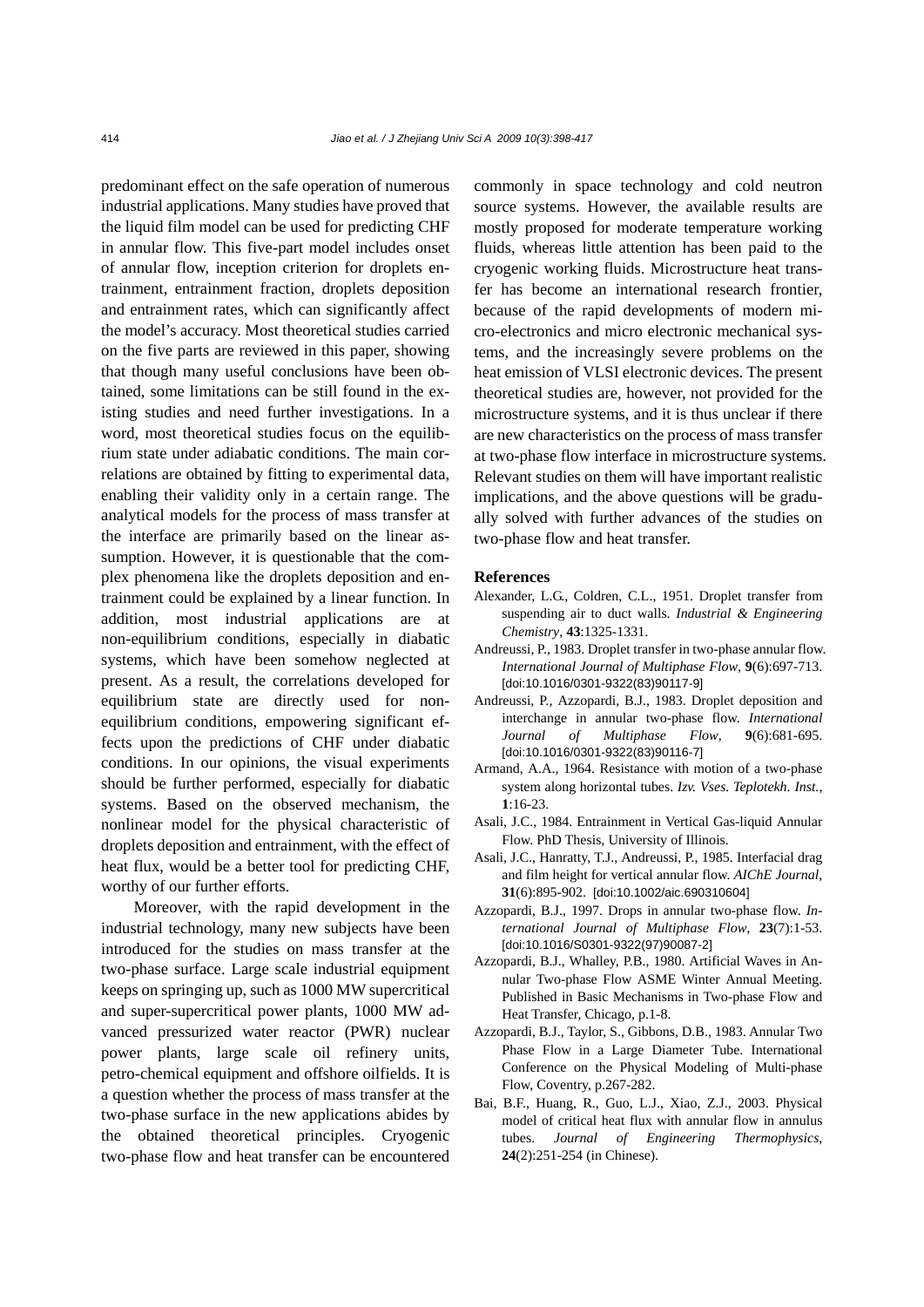predominant effect on the safe operation of numerous industrial applications. Many studies have proved that the liquid film model can be used for predicting CHF in annular flow. This five-part model includes onset of annular flow, inception criterion for droplets entrainment, entrainment fraction, droplets deposition and entrainment rates, which can significantly affect the model's accuracy. Most theoretical studies carried on the five parts are reviewed in this paper, showing that though many useful conclusions have been obtained, some limitations can be still found in the existing studies and need further investigations. In a word, most theoretical studies focus on the equilibrium state under adiabatic conditions. The main correlations are obtained by fitting to experimental data, enabling their validity only in a certain range. The analytical models for the process of mass transfer at the interface are primarily based on the linear assumption. However, it is questionable that the complex phenomena like the droplets deposition and entrainment could be explained by a linear function. In addition, most industrial applications are at non-equilibrium conditions, especially in diabatic systems, which have been somehow neglected at present. As a result, the correlations developed for equilibrium state are directly used for non-equilibrium conditions, empowering significant effects upon the predictions of CHF under diabatic conditions. In our opinions, the visual experiments should be further performed, especially for diabatic systems. Based on the observed mechanism, the nonlinear model for the physical characteristic of droplets deposition and entrainment, with the effect of heat flux, would be a better tool for predicting CHF, worthy of our further efforts.

Moreover, with the rapid development in the industrial technology, many new subjects have been introduced for the studies on mass transfer at the two-phase surface. Large scale industrial equipment keeps on springing up, such as 1000 MW supercritical and super-supercritical power plants, 1000 MW advanced pressurized water reactor (PWR) nuclear power plants, large scale oil refinery units, petro-chemical equipment and offshore oilfields. It is a question whether the process of mass transfer at the two-phase surface in the new applications abides by the obtained theoretical principles. Cryogenic two-phase flow and heat transfer can be encountered commonly in space technology and cold neutron source systems. However, the available results are mostly proposed for moderate temperature working fluids, whereas little attention has been paid to the cryogenic working fluids. Microstructure heat transfer has become an international research frontier, because of the rapid developments of modern micro-electronics and micro electronic mechanical systems, and the increasingly severe problems on the heat emission of VLSI electronic devices. The present theoretical studies are, however, not provided for the microstructure systems, and it is thus unclear if there are new characteristics on the process of mass transfer at two-phase flow interface in microstructure systems. Relevant studies on them will have important realistic implications, and the above questions will be gradually solved with further advances of the studies on two-phase flow and heat transfer.

## References

Alexander, L.G., Coldren, C.L., 1951. Droplet transfer from suspending air to duct walls. *Industrial & Engineering Chemistry*, **43**:1325-1331.

Andreussi, P., 1983. Droplet transfer in two-phase annular flow. *International Journal of Multiphase Flow*, **9**(6):697-713. [doi:10.1016/0301-9322(83)90117-9]

Andreussi, P., Azzopardi, B.J., 1983. Droplet deposition and interchange in annular two-phase flow. *International Journal of Multiphase Flow*, **9**(6):681-695. [doi:10.1016/0301-9322(83)90116-7]

Armand, A.A., 1964. Resistance with motion of a two-phase system along horizontal tubes. *Izv. Vses. Teplotekh. Inst.*, **1**:16-23.

Asali, J.C., 1984. Entrainment in Vertical Gas-liquid Annular Flow. PhD Thesis, University of Illinois.

Asali, J.C., Hanratty, T.J., Andreussi, P., 1985. Interfacial drag and film height for vertical annular flow. *AIChE Journal*, **31**(6):895-902. [doi:10.1002/aic.690310604]

Azzopardi, B.J., 1997. Drops in annular two-phase flow. *International Journal of Multiphase Flow*, **23**(7):1-53. [doi:10.1016/S0301-9322(97)90087-2]

Azzopardi, B.J., Whalley, P.B., 1980. Artificial Waves in Annular Two-phase Flow ASME Winter Annual Meeting. Published in Basic Mechanisms in Two-phase Flow and Heat Transfer, Chicago, p.1-8.

Azzopardi, B.J., Taylor, S., Gibbons, D.B., 1983. Annular Two Phase Flow in a Large Diameter Tube. International Conference on the Physical Modeling of Multi-phase Flow, Coventry, p.267-282.

Bai, B.F., Huang, R., Guo, L.J., Xiao, Z.J., 2003. Physical model of critical heat flux with annular flow in annulus tubes. *Journal of Engineering Thermophysics*, **24**(2):251-254 (in Chinese).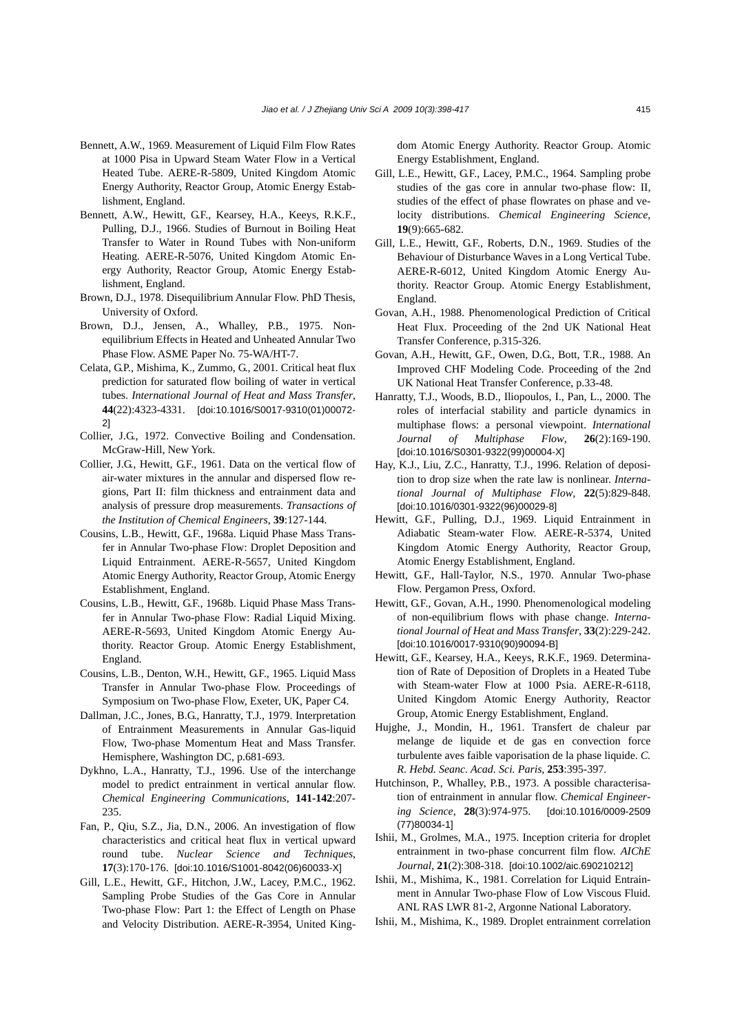Bennett, A.W., 1969. Measurement of Liquid Film Flow Rates at 1000 Pisa in Upward Steam Water Flow in a Vertical Heated Tube. AERE-R-5809, United Kingdom Atomic Energy Authority, Reactor Group, Atomic Energy Establishment, England.

Bennett, A.W., Hewitt, G.F., Kearsey, H.A., Keeys, R.K.F., Pulling, D.J., 1966. Studies of Burnout in Boiling Heat Transfer to Water in Round Tubes with Non-uniform Heating. AERE-R-5076, United Kingdom Atomic Energy Authority, Reactor Group, Atomic Energy Establishment, England.

Brown, D.J., 1978. Disequilibrium Annular Flow. PhD Thesis, University of Oxford.

Brown, D.J., Jensen, A., Whalley, P.B., 1975. Non-equilibrium Effects in Heated and Unheated Annular Two Phase Flow. ASME Paper No. 75-WA/HT-7.

Celata, G.P., Mishima, K., Zummo, G., 2001. Critical heat flux prediction for saturated flow boiling of water in vertical tubes. *International Journal of Heat and Mass Transfer*, **44**(22):4323-4331. [doi:10.1016/S0017-9310(01)00072-2]

Collier, J.G., 1972. Convective Boiling and Condensation. McGraw-Hill, New York.

Collier, J.G., Hewitt, G.F., 1961. Data on the vertical flow of air-water mixtures in the annular and dispersed flow regions, Part II: film thickness and entrainment data and analysis of pressure drop measurements. *Transactions of the Institution of Chemical Engineers*, **39**:127-144.

Cousins, L.B., Hewitt, G.F., 1968a. Liquid Phase Mass Transfer in Annular Two-phase Flow: Droplet Deposition and Liquid Entrainment. AERE-R-5657, United Kingdom Atomic Energy Authority, Reactor Group, Atomic Energy Establishment, England.

Cousins, L.B., Hewitt, G.F., 1968b. Liquid Phase Mass Transfer in Annular Two-phase Flow: Radial Liquid Mixing. AERE-R-5693, United Kingdom Atomic Energy Authority. Reactor Group. Atomic Energy Establishment, England.

Cousins, L.B., Denton, W.H., Hewitt, G.F., 1965. Liquid Mass Transfer in Annular Two-phase Flow. Proceedings of Symposium on Two-phase Flow, Exeter, UK, Paper C4.

Dallman, J.C., Jones, B.G., Hanratty, T.J., 1979. Interpretation of Entrainment Measurements in Annular Gas-liquid Flow, Two-phase Momentum Heat and Mass Transfer. Hemisphere, Washington DC, p.681-693.

Dykhno, L.A., Hanratty, T.J., 1996. Use of the interchange model to predict entrainment in vertical annular flow. *Chemical Engineering Communications*, **141-142**:207-235.

Fan, P., Qiu, S.Z., Jia, D.N., 2006. An investigation of flow characteristics and critical heat flux in vertical upward round tube. *Nuclear Science and Techniques*, **17**(3):170-176. [doi:10.1016/S1001-8042(06)60033-X]

Gill, L.E., Hewitt, G.F., Hitchon, J.W., Lacey, P.M.C., 1962. Sampling Probe Studies of the Gas Core in Annular Two-phase Flow: Part 1: the Effect of Length on Phase and Velocity Distribution. AERE-R-3954, United Kingdom Atomic Energy Authority. Reactor Group. Atomic Energy Establishment, England.

Gill, L.E., Hewitt, G.F., Lacey, P.M.C., 1964. Sampling probe studies of the gas core in annular two-phase flow: II, studies of the effect of phase flowrates on phase and velocity distributions. *Chemical Engineering Science*, **19**(9):665-682.

Gill, L.E., Hewitt, G.F., Roberts, D.N., 1969. Studies of the Behaviour of Disturbance Waves in a Long Vertical Tube. AERE-R-6012, United Kingdom Atomic Energy Authority. Reactor Group. Atomic Energy Establishment, England.

Govan, A.H., 1988. Phenomenological Prediction of Critical Heat Flux. Proceeding of the 2nd UK National Heat Transfer Conference, p.315-326.

Govan, A.H., Hewitt, G.F., Owen, D.G., Bott, T.R., 1988. An Improved CHF Modeling Code. Proceeding of the 2nd UK National Heat Transfer Conference, p.33-48.

Hanratty, T.J., Woods, B.D., Iliopoulos, I., Pan, L., 2000. The roles of interfacial stability and particle dynamics in multiphase flows: a personal viewpoint. *International Journal of Multiphase Flow*, **26**(2):169-190. [doi:10.1016/S0301-9322(99)00004-X]

Hay, K.J., Liu, Z.C., Hanratty, T.J., 1996. Relation of deposition to drop size when the rate law is nonlinear. *International Journal of Multiphase Flow*, **22**(5):829-848. [doi:10.1016/0301-9322(96)00029-8]

Hewitt, G.F., Pulling, D.J., 1969. Liquid Entrainment in Adiabatic Steam-water Flow. AERE-R-5374, United Kingdom Atomic Energy Authority, Reactor Group, Atomic Energy Establishment, England.

Hewitt, G.F., Hall-Taylor, N.S., 1970. Annular Two-phase Flow. Pergamon Press, Oxford.

Hewitt, G.F., Govan, A.H., 1990. Phenomenological modeling of non-equilibrium flows with phase change. *International Journal of Heat and Mass Transfer*, **33**(2):229-242. [doi:10.1016/0017-9310(90)90094-B]

Hewitt, G.F., Kearsey, H.A., Keeys, R.K.F., 1969. Determination of Rate of Deposition of Droplets in a Heated Tube with Steam-water Flow at 1000 Psia. AERE-R-6118, United Kingdom Atomic Energy Authority, Reactor Group, Atomic Energy Establishment, England.

Hujghe, J., Mondin, H., 1961. Transfert de chaleur par melange de liquide et de gas en convection force turbulente aves faible vaporisation de la phase liquide. *C. R. Hebd. Seanc. Acad. Sci. Paris*, **253**:395-397.

Hutchinson, P., Whalley, P.B., 1973. A possible characterisation of entrainment in annular flow. *Chemical Engineering Science*, **28**(3):974-975. [doi:10.1016/0009-2509(77)80034-1]

Ishii, M., Grolmes, M.A., 1975. Inception criteria for droplet entrainment in two-phase concurrent film flow. *AIChE Journal*, **21**(2):308-318. [doi:10.1002/aic.690210212]

Ishii, M., Mishima, K., 1981. Correlation for Liquid Entrainment in Annular Two-phase Flow of Low Viscous Fluid. ANL RAS LWR 81-2, Argonne National Laboratory.

Ishii, M., Mishima, K., 1989. Droplet entrainment correlation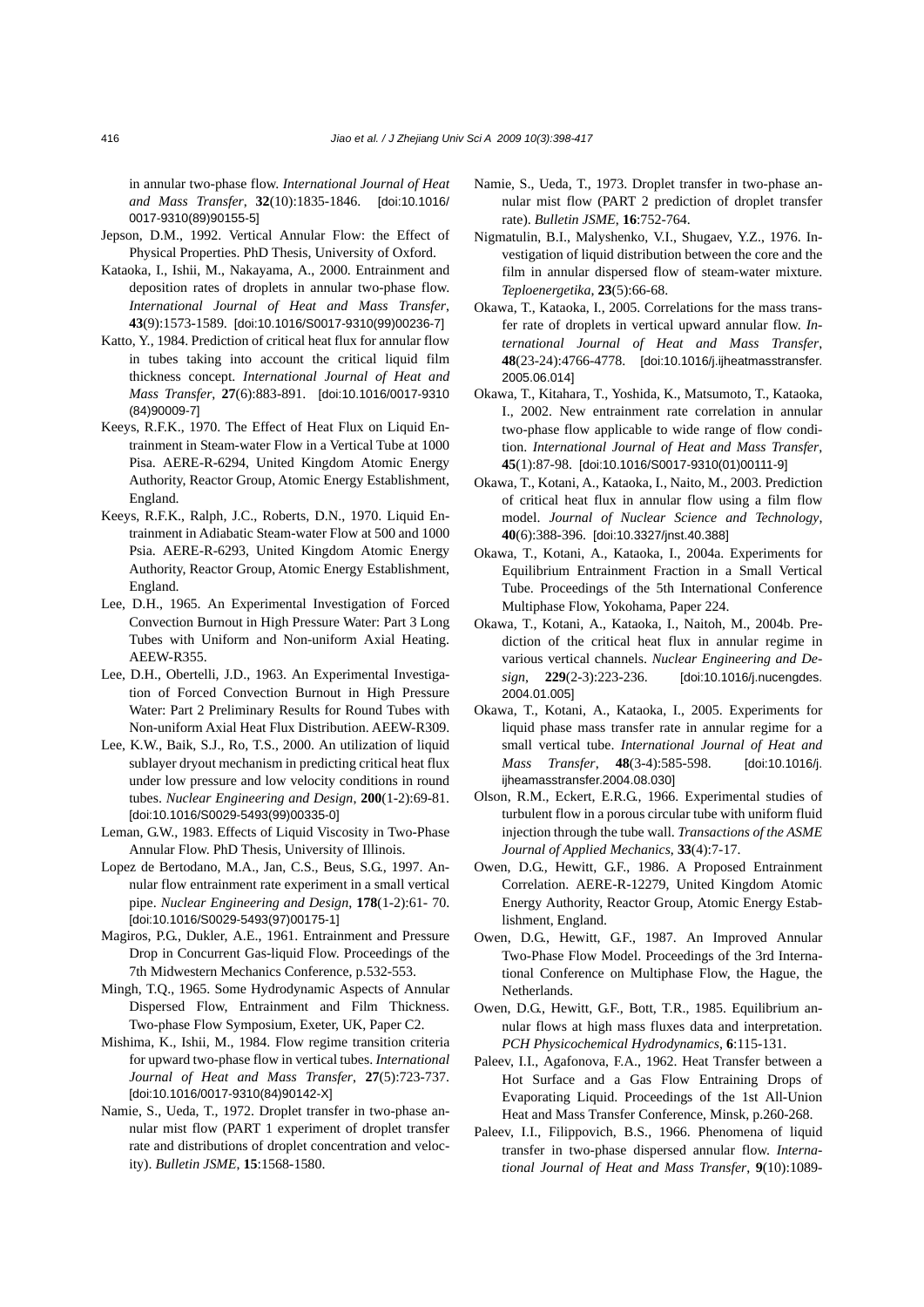in annular two-phase flow. *International Journal of Heat and Mass Transfer*, **32**(10):1835-1846. [doi:10.1016/0017-9310(89)90155-5]

Jepson, D.M., 1992. Vertical Annular Flow: the Effect of Physical Properties. PhD Thesis, University of Oxford.

Kataoka, I., Ishii, M., Nakayama, A., 2000. Entrainment and deposition rates of droplets in annular two-phase flow. *International Journal of Heat and Mass Transfer*, **43**(9):1573-1589. [doi:10.1016/S0017-9310(99)00236-7]

Katto, Y., 1984. Prediction of critical heat flux for annular flow in tubes taking into account the critical liquid film thickness concept. *International Journal of Heat and Mass Transfer*, **27**(6):883-891. [doi:10.1016/0017-9310(84)90009-7]

Keeys, R.F.K., 1970. The Effect of Heat Flux on Liquid Entrainment in Steam-water Flow in a Vertical Tube at 1000 Pisa. AERE-R-6294, United Kingdom Atomic Energy Authority, Reactor Group, Atomic Energy Establishment, England.

Keeys, R.F.K., Ralph, J.C., Roberts, D.N., 1970. Liquid Entrainment in Adiabatic Steam-water Flow at 500 and 1000 Psia. AERE-R-6293, United Kingdom Atomic Energy Authority, Reactor Group, Atomic Energy Establishment, England.

Lee, D.H., 1965. An Experimental Investigation of Forced Convection Burnout in High Pressure Water: Part 3 Long Tubes with Uniform and Non-uniform Axial Heating. AEEW-R355.

Lee, D.H., Obertelli, J.D., 1963. An Experimental Investigation of Forced Convection Burnout in High Pressure Water: Part 2 Preliminary Results for Round Tubes with Non-uniform Axial Heat Flux Distribution. AEEW-R309.

Lee, K.W., Baik, S.J., Ro, T.S., 2000. An utilization of liquid sublayer dryout mechanism in predicting critical heat flux under low pressure and low velocity conditions in round tubes. *Nuclear Engineering and Design*, **200**(1-2):69-81. [doi:10.1016/S0029-5493(99)00335-0]

Leman, G.W., 1983. Effects of Liquid Viscosity in Two-Phase Annular Flow. PhD Thesis, University of Illinois.

Lopez de Bertodano, M.A., Jan, C.S., Beus, S.G., 1997. Annular flow entrainment rate experiment in a small vertical pipe. *Nuclear Engineering and Design*, **178**(1-2):61- 70. [doi:10.1016/S0029-5493(97)00175-1]

Magiros, P.G., Dukler, A.E., 1961. Entrainment and Pressure Drop in Concurrent Gas-liquid Flow. Proceedings of the 7th Midwestern Mechanics Conference, p.532-553.

Mingh, T.Q., 1965. Some Hydrodynamic Aspects of Annular Dispersed Flow, Entrainment and Film Thickness. Two-phase Flow Symposium, Exeter, UK, Paper C2.

Mishima, K., Ishii, M., 1984. Flow regime transition criteria for upward two-phase flow in vertical tubes. *International Journal of Heat and Mass Transfer*, **27**(5):723-737. [doi:10.1016/0017-9310(84)90142-X]

Namie, S., Ueda, T., 1972. Droplet transfer in two-phase annular mist flow (PART 1 experiment of droplet transfer rate and distributions of droplet concentration and velocity). *Bulletin JSME*, **15**:1568-1580.

Namie, S., Ueda, T., 1973. Droplet transfer in two-phase annular mist flow (PART 2 prediction of droplet transfer rate). *Bulletin JSME*, **16**:752-764.

Nigmatulin, B.I., Malyshenko, V.I., Shugaev, Y.Z., 1976. Investigation of liquid distribution between the core and the film in annular dispersed flow of steam-water mixture. *Teploenergetika*, **23**(5):66-68.

Okawa, T., Kataoka, I., 2005. Correlations for the mass transfer rate of droplets in vertical upward annular flow. *International Journal of Heat and Mass Transfer*, **48**(23-24):4766-4778. [doi:10.1016/j.ijheatmasstransfer.2005.06.014]

Okawa, T., Kitahara, T., Yoshida, K., Matsumoto, T., Kataoka, I., 2002. New entrainment rate correlation in annular two-phase flow applicable to wide range of flow condition. *International Journal of Heat and Mass Transfer*, **45**(1):87-98. [doi:10.1016/S0017-9310(01)00111-9]

Okawa, T., Kotani, A., Kataoka, I., Naito, M., 2003. Prediction of critical heat flux in annular flow using a film flow model. *Journal of Nuclear Science and Technology*, **40**(6):388-396. [doi:10.3327/jnst.40.388]

Okawa, T., Kotani, A., Kataoka, I., 2004a. Experiments for Equilibrium Entrainment Fraction in a Small Vertical Tube. Proceedings of the 5th International Conference Multiphase Flow, Yokohama, Paper 224.

Okawa, T., Kotani, A., Kataoka, I., Naitoh, M., 2004b. Prediction of the critical heat flux in annular regime in various vertical channels. *Nuclear Engineering and Design*, **229**(2-3):223-236. [doi:10.1016/j.nucengdes.2004.01.005]

Okawa, T., Kotani, A., Kataoka, I., 2005. Experiments for liquid phase mass transfer rate in annular regime for a small vertical tube. *International Journal of Heat and Mass Transfer*, **48**(3-4):585-598. [doi:10.1016/j.ijheamasstransfer.2004.08.030]

Olson, R.M., Eckert, E.R.G., 1966. Experimental studies of turbulent flow in a porous circular tube with uniform fluid injection through the tube wall. *Transactions of the ASME Journal of Applied Mechanics*, **33**(4):7-17.

Owen, D.G., Hewitt, G.F., 1986. A Proposed Entrainment Correlation. AERE-R-12279, United Kingdom Atomic Energy Authority, Reactor Group, Atomic Energy Establishment, England.

Owen, D.G., Hewitt, G.F., 1987. An Improved Annular Two-Phase Flow Model. Proceedings of the 3rd International Conference on Multiphase Flow, the Hague, the Netherlands.

Owen, D.G., Hewitt, G.F., Bott, T.R., 1985. Equilibrium annular flows at high mass fluxes data and interpretation. *PCH Physicochemical Hydrodynamics*, **6**:115-131.

Paleev, I.I., Agafonova, F.A., 1962. Heat Transfer between a Hot Surface and a Gas Flow Entraining Drops of Evaporating Liquid. Proceedings of the 1st All-Union Heat and Mass Transfer Conference, Minsk, p.260-268.

Paleev, I.I., Filippovich, B.S., 1966. Phenomena of liquid transfer in two-phase dispersed annular flow. *International Journal of Heat and Mass Transfer*, **9**(10):1089-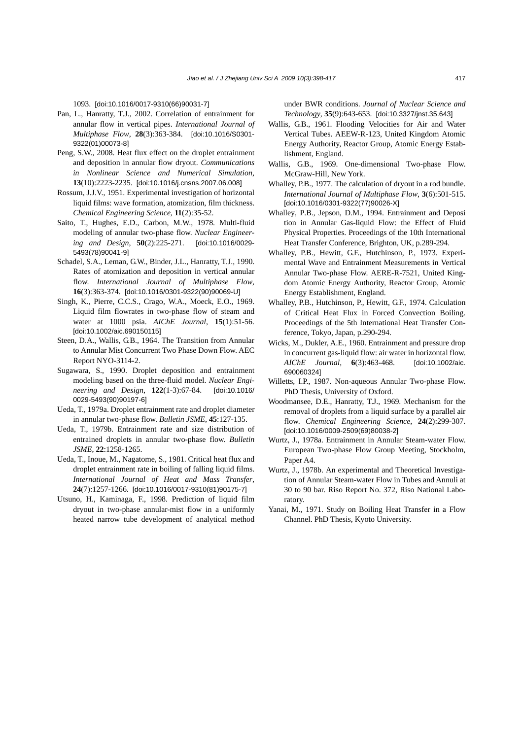1093. [doi:10.1016/0017-9310(66)90031-7]

Pan, L., Hanratty, T.J., 2002. Correlation of entrainment for annular flow in vertical pipes. *International Journal of Multiphase Flow*, **28**(3):363-384. [doi:10.1016/S0301-9322(01)00073-8]

Peng, S.W., 2008. Heat flux effect on the droplet entrainment and deposition in annular flow dryout. *Communications in Nonlinear Science and Numerical Simulation*, **13**(10):2223-2235. [doi:10.1016/j.cnsns.2007.06.008]

Rossum, J.J.V., 1951. Experimental investigation of horizontal liquid films: wave formation, atomization, film thickness. *Chemical Engineering Science*, **11**(2):35-52.

Saito, T., Hughes, E.D., Carbon, M.W., 1978. Multi-fluid modeling of annular two-phase flow. *Nuclear Engineering and Design*, **50**(2):225-271. [doi:10.1016/0029-5493(78)90041-9]

Schadel, S.A., Leman, G.W., Binder, J.L., Hanratty, T.J., 1990. Rates of atomization and deposition in vertical annular flow. *International Journal of Multiphase Flow*, **16**(3):363-374. [doi:10.1016/0301-9322(90)90069-U]

Singh, K., Pierre, C.C.S., Crago, W.A., Moeck, E.O., 1969. Liquid film flowrates in two-phase flow of steam and water at 1000 psia. *AIChE Journal*, **15**(1):51-56. [doi:10.1002/aic.690150115]

Steen, D.A., Wallis, G.B., 1964. The Transition from Annular to Annular Mist Concurrent Two Phase Down Flow. AEC Report NYO-3114-2.

Sugawara, S., 1990. Droplet deposition and entrainment modeling based on the three-fluid model. *Nuclear Engineering and Design*, **122**(1-3):67-84. [doi:10.1016/0029-5493(90)90197-6]

Ueda, T., 1979a. Droplet entrainment rate and droplet diameter in annular two-phase flow. *Bulletin JSME*, **45**:127-135.

Ueda, T., 1979b. Entrainment rate and size distribution of entrained droplets in annular two-phase flow. *Bulletin JSME*, **22**:1258-1265.

Ueda, T., Inoue, M., Nagatome, S., 1981. Critical heat flux and droplet entrainment rate in boiling of falling liquid films. *International Journal of Heat and Mass Transfer*, **24**(7):1257-1266. [doi:10.1016/0017-9310(81)90175-7]

Utsuno, H., Kaminaga, F., 1998. Prediction of liquid film dryout in two-phase annular-mist flow in a uniformly heated narrow tube development of analytical method under BWR conditions. *Journal of Nuclear Science and Technology*, **35**(9):643-653. [doi:10.3327/jnst.35.643]

Wallis, G.B., 1961. Flooding Velocities for Air and Water Vertical Tubes. AEEW-R-123, United Kingdom Atomic Energy Authority, Reactor Group, Atomic Energy Establishment, England.

Wallis, G.B., 1969. One-dimensional Two-phase Flow. McGraw-Hill, New York.

Whalley, P.B., 1977. The calculation of dryout in a rod bundle. *International Journal of Multiphase Flow*, **3**(6):501-515. [doi:10.1016/0301-9322(77)90026-X]

Whalley, P.B., Jepson, D.M., 1994. Entrainment and Deposition in Annular Gas-liquid Flow: the Effect of Fluid Physical Properties. Proceedings of the 10th International Heat Transfer Conference, Brighton, UK, p.289-294.

Whalley, P.B., Hewitt, G.F., Hutchinson, P., 1973. Experimental Wave and Entrainment Measurements in Vertical Annular Two-phase Flow. AERE-R-7521, United Kingdom Atomic Energy Authority, Reactor Group, Atomic Energy Establishment, England.

Whalley, P.B., Hutchinson, P., Hewitt, G.F., 1974. Calculation of Critical Heat Flux in Forced Convection Boiling. Proceedings of the 5th International Heat Transfer Conference, Tokyo, Japan, p.290-294.

Wicks, M., Dukler, A.E., 1960. Entrainment and pressure drop in concurrent gas-liquid flow: air water in horizontal flow. *AIChE Journal*, **6**(3):463-468. [doi:10.1002/aic.690060324]

Willetts, I.P., 1987. Non-aqueous Annular Two-phase Flow. PhD Thesis, University of Oxford.

Woodmansee, D.E., Hanratty, T.J., 1969. Mechanism for the removal of droplets from a liquid surface by a parallel air flow. *Chemical Engineering Science*, **24**(2):299-307. [doi:10.1016/0009-2509(69)80038-2]

Wurtz, J., 1978a. Entrainment in Annular Steam-water Flow. European Two-phase Flow Group Meeting, Stockholm, Paper A4.

Wurtz, J., 1978b. An experimental and Theoretical Investigation of Annular Steam-water Flow in Tubes and Annuli at 30 to 90 bar. Riso Report No. 372, Riso National Laboratory.

Yanai, M., 1971. Study on Boiling Heat Transfer in a Flow Channel. PhD Thesis, Kyoto University.